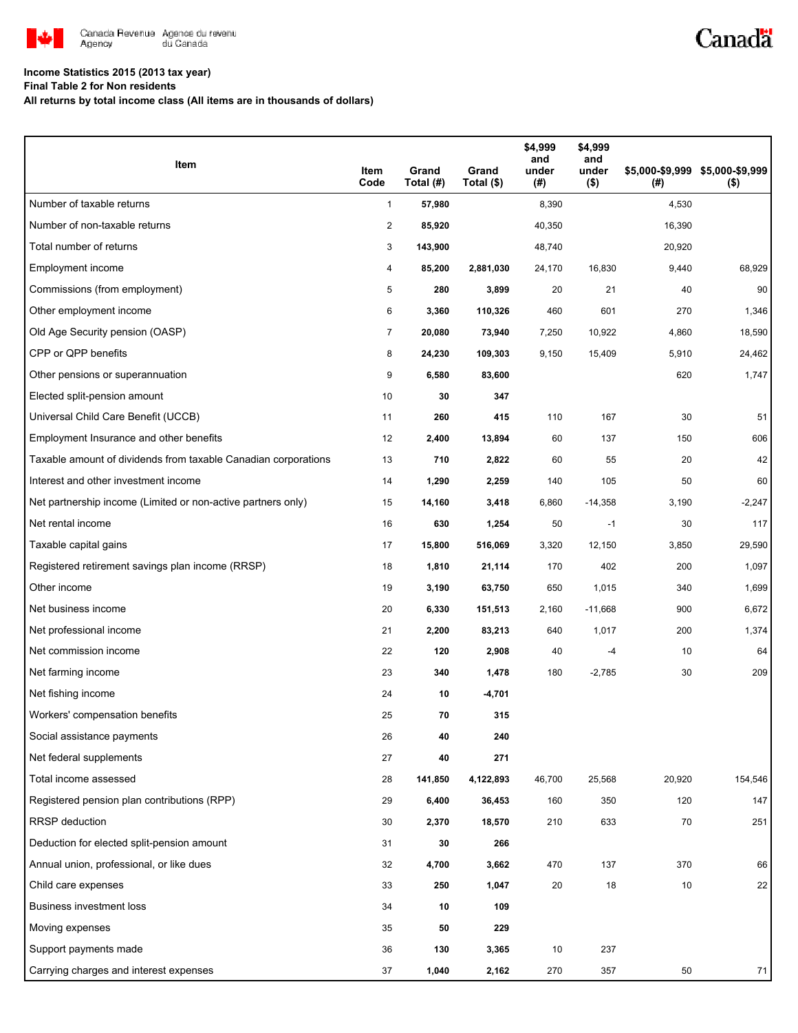**Income Statistics 2015 (2013 tax year)**
**Final Table 2 for Non residents**
**All returns by total income class (All items are in thousands of dollars)**

| Item | Item Code | Grand Total (#) | Grand Total ($) | $4,999 and under (#) | $4,999 and under ($) | $5,000-$9,999 (#) | $5,000-$9,999 ($) |
|---|---|---|---|---|---|---|---|
| Number of taxable returns | 1 | **57,980** | | 8,390 | | 4,530 | |
| Number of non-taxable returns | 2 | **85,920** | | 40,350 | | 16,390 | |
| Total number of returns | 3 | **143,900** | | 48,740 | | 20,920 | |
| Employment income | 4 | **85,200** | **2,881,030** | 24,170 | 16,830 | 9,440 | 68,929 |
| Commissions (from employment) | 5 | **280** | **3,899** | 20 | 21 | 40 | 90 |
| Other employment income | 6 | **3,360** | **110,326** | 460 | 601 | 270 | 1,346 |
| Old Age Security pension (OASP) | 7 | **20,080** | **73,940** | 7,250 | 10,922 | 4,860 | 18,590 |
| CPP or QPP benefits | 8 | **24,230** | **109,303** | 9,150 | 15,409 | 5,910 | 24,462 |
| Other pensions or superannuation | 9 | **6,580** | **83,600** | | | 620 | 1,747 |
| Elected split-pension amount | 10 | **30** | **347** | | | | |
| Universal Child Care Benefit (UCCB) | 11 | **260** | **415** | 110 | 167 | 30 | 51 |
| Employment Insurance and other benefits | 12 | **2,400** | **13,894** | 60 | 137 | 150 | 606 |
| Taxable amount of dividends from taxable Canadian corporations | 13 | **710** | **2,822** | 60 | 55 | 20 | 42 |
| Interest and other investment income | 14 | **1,290** | **2,259** | 140 | 105 | 50 | 60 |
| Net partnership income (Limited or non-active partners only) | 15 | **14,160** | **3,418** | 6,860 | -14,358 | 3,190 | -2,247 |
| Net rental income | 16 | **630** | **1,254** | 50 | -1 | 30 | 117 |
| Taxable capital gains | 17 | **15,800** | **516,069** | 3,320 | 12,150 | 3,850 | 29,590 |
| Registered retirement savings plan income (RRSP) | 18 | **1,810** | **21,114** | 170 | 402 | 200 | 1,097 |
| Other income | 19 | **3,190** | **63,750** | 650 | 1,015 | 340 | 1,699 |
| Net business income | 20 | **6,330** | **151,513** | 2,160 | -11,668 | 900 | 6,672 |
| Net professional income | 21 | **2,200** | **83,213** | 640 | 1,017 | 200 | 1,374 |
| Net commission income | 22 | **120** | **2,908** | 40 | -4 | 10 | 64 |
| Net farming income | 23 | **340** | **1,478** | 180 | -2,785 | 30 | 209 |
| Net fishing income | 24 | **10** | **-4,701** | | | | |
| Workers' compensation benefits | 25 | **70** | **315** | | | | |
| Social assistance payments | 26 | **40** | **240** | | | | |
| Net federal supplements | 27 | **40** | **271** | | | | |
| Total income assessed | 28 | **141,850** | **4,122,893** | 46,700 | 25,568 | 20,920 | 154,546 |
| Registered pension plan contributions (RPP) | 29 | **6,400** | **36,453** | 160 | 350 | 120 | 147 |
| RRSP deduction | 30 | **2,370** | **18,570** | 210 | 633 | 70 | 251 |
| Deduction for elected split-pension amount | 31 | **30** | **266** | | | | |
| Annual union, professional, or like dues | 32 | **4,700** | **3,662** | 470 | 137 | 370 | 66 |
| Child care expenses | 33 | **250** | **1,047** | 20 | 18 | 10 | 22 |
| Business investment loss | 34 | **10** | **109** | | | | |
| Moving expenses | 35 | **50** | **229** | | | | |
| Support payments made | 36 | **130** | **3,365** | 10 | 237 | | |
| Carrying charges and interest expenses | 37 | **1,040** | **2,162** | 270 | 357 | 50 | 71 |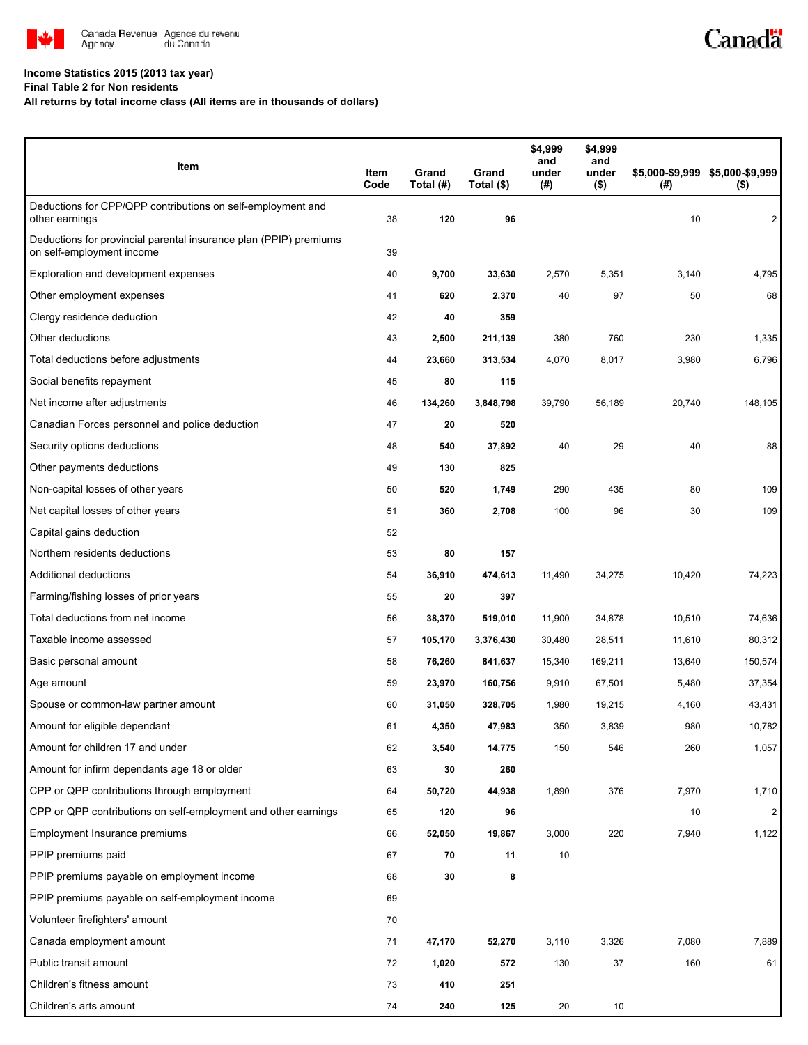**Income Statistics 2015 (2013 tax year)**
**Final Table 2 for Non residents**
**All returns by total income class (All items are in thousands of dollars)**

| Item | Item Code | Grand Total (#) | Grand Total ($) | $4,999 and under (#) | $4,999 and under ($) | $5,000-$9,999 (#) | $5,000-$9,999 ($) |
|---|---|---|---|---|---|---|---|
| Deductions for CPP/QPP contributions on self-employment and other earnings | 38 | **120** | **96** | | | 10 | 2 |
| Deductions for provincial parental insurance plan (PPIP) premiums on self-employment income | 39 | | | | | | |
| Exploration and development expenses | 40 | **9,700** | **33,630** | 2,570 | 5,351 | 3,140 | 4,795 |
| Other employment expenses | 41 | **620** | **2,370** | 40 | 97 | 50 | 68 |
| Clergy residence deduction | 42 | **40** | **359** | | | | |
| Other deductions | 43 | **2,500** | **211,139** | 380 | 760 | 230 | 1,335 |
| Total deductions before adjustments | 44 | **23,660** | **313,534** | 4,070 | 8,017 | 3,980 | 6,796 |
| Social benefits repayment | 45 | **80** | **115** | | | | |
| Net income after adjustments | 46 | **134,260** | **3,848,798** | 39,790 | 56,189 | 20,740 | 148,105 |
| Canadian Forces personnel and police deduction | 47 | **20** | **520** | | | | |
| Security options deductions | 48 | **540** | **37,892** | 40 | 29 | 40 | 88 |
| Other payments deductions | 49 | **130** | **825** | | | | |
| Non-capital losses of other years | 50 | **520** | **1,749** | 290 | 435 | 80 | 109 |
| Net capital losses of other years | 51 | **360** | **2,708** | 100 | 96 | 30 | 109 |
| Capital gains deduction | 52 | | | | | | |
| Northern residents deductions | 53 | **80** | **157** | | | | |
| Additional deductions | 54 | **36,910** | **474,613** | 11,490 | 34,275 | 10,420 | 74,223 |
| Farming/fishing losses of prior years | 55 | **20** | **397** | | | | |
| Total deductions from net income | 56 | **38,370** | **519,010** | 11,900 | 34,878 | 10,510 | 74,636 |
| Taxable income assessed | 57 | **105,170** | **3,376,430** | 30,480 | 28,511 | 11,610 | 80,312 |
| Basic personal amount | 58 | **76,260** | **841,637** | 15,340 | 169,211 | 13,640 | 150,574 |
| Age amount | 59 | **23,970** | **160,756** | 9,910 | 67,501 | 5,480 | 37,354 |
| Spouse or common-law partner amount | 60 | **31,050** | **328,705** | 1,980 | 19,215 | 4,160 | 43,431 |
| Amount for eligible dependant | 61 | **4,350** | **47,983** | 350 | 3,839 | 980 | 10,782 |
| Amount for children 17 and under | 62 | **3,540** | **14,775** | 150 | 546 | 260 | 1,057 |
| Amount for infirm dependants age 18 or older | 63 | **30** | **260** | | | | |
| CPP or QPP contributions through employment | 64 | **50,720** | **44,938** | 1,890 | 376 | 7,970 | 1,710 |
| CPP or QPP contributions on self-employment and other earnings | 65 | **120** | **96** | | | 10 | 2 |
| Employment Insurance premiums | 66 | **52,050** | **19,867** | 3,000 | 220 | 7,940 | 1,122 |
| PPIP premiums paid | 67 | **70** | **11** | 10 | | | |
| PPIP premiums payable on employment income | 68 | **30** | **8** | | | | |
| PPIP premiums payable on self-employment income | 69 | | | | | | |
| Volunteer firefighters' amount | 70 | | | | | | |
| Canada employment amount | 71 | **47,170** | **52,270** | 3,110 | 3,326 | 7,080 | 7,889 |
| Public transit amount | 72 | **1,020** | **572** | 130 | 37 | 160 | 61 |
| Children's fitness amount | 73 | **410** | **251** | | | | |
| Children's arts amount | 74 | **240** | **125** | 20 | 10 | | |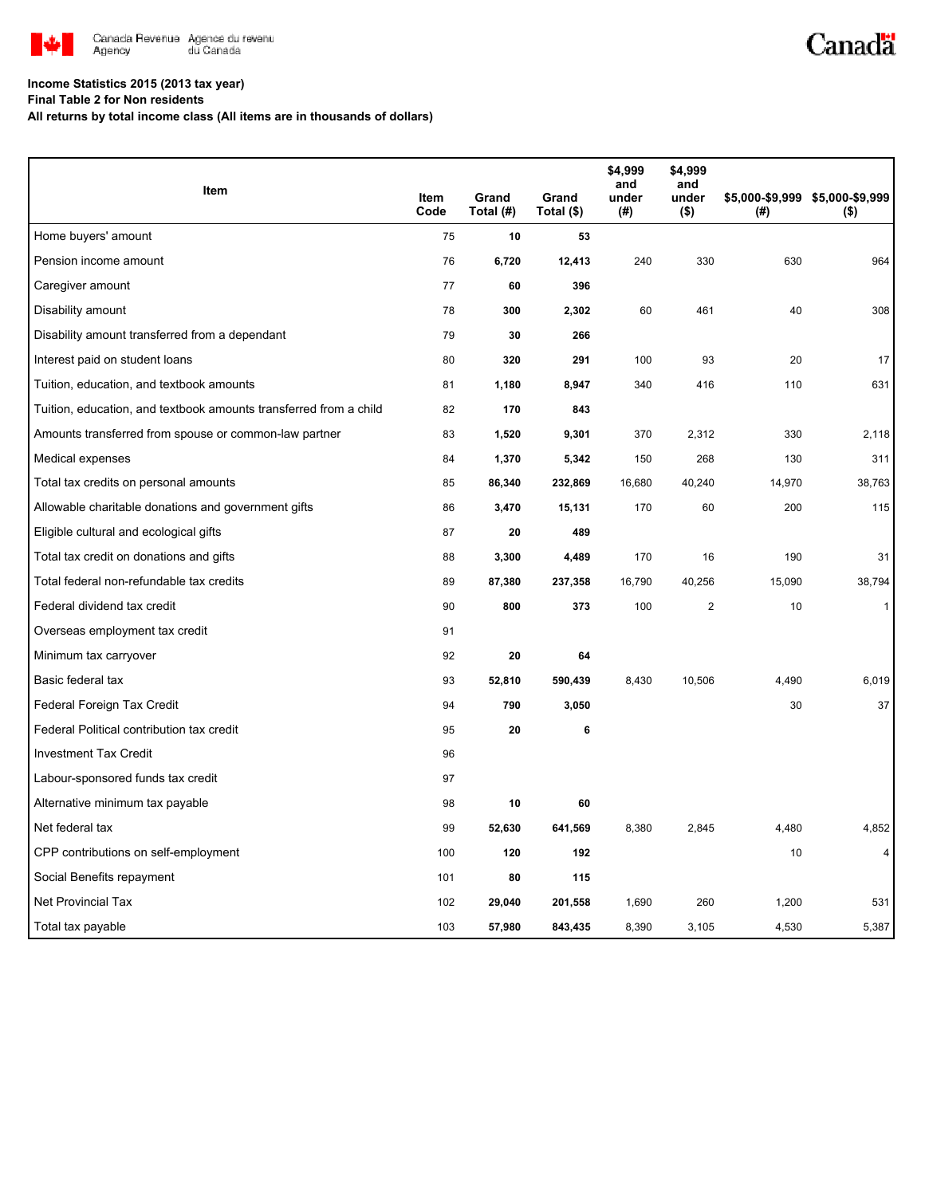**Income Statistics 2015 (2013 tax year)**

**Final Table 2 for Non residents**

**All returns by total income class (All items are in thousands of dollars)**

| Item | Item Code | Grand Total (#) | Grand Total ($) | $4,999 and under (#) | $4,999 and under ($) | $5,000-$9,999 (#) | $5,000-$9,999 ($) |
|---|---|---|---|---|---|---|---|
| Home buyers' amount | 75 | **10** | **53** | | | | |
| Pension income amount | 76 | **6,720** | **12,413** | 240 | 330 | 630 | 964 |
| Caregiver amount | 77 | **60** | **396** | | | | |
| Disability amount | 78 | **300** | **2,302** | 60 | 461 | 40 | 308 |
| Disability amount transferred from a dependant | 79 | **30** | **266** | | | | |
| Interest paid on student loans | 80 | **320** | **291** | 100 | 93 | 20 | 17 |
| Tuition, education, and textbook amounts | 81 | **1,180** | **8,947** | 340 | 416 | 110 | 631 |
| Tuition, education, and textbook amounts transferred from a child | 82 | **170** | **843** | | | | |
| Amounts transferred from spouse or common-law partner | 83 | **1,520** | **9,301** | 370 | 2,312 | 330 | 2,118 |
| Medical expenses | 84 | **1,370** | **5,342** | 150 | 268 | 130 | 311 |
| Total tax credits on personal amounts | 85 | **86,340** | **232,869** | 16,680 | 40,240 | 14,970 | 38,763 |
| Allowable charitable donations and government gifts | 86 | **3,470** | **15,131** | 170 | 60 | 200 | 115 |
| Eligible cultural and ecological gifts | 87 | **20** | **489** | | | | |
| Total tax credit on donations and gifts | 88 | **3,300** | **4,489** | 170 | 16 | 190 | 31 |
| Total federal non-refundable tax credits | 89 | **87,380** | **237,358** | 16,790 | 40,256 | 15,090 | 38,794 |
| Federal dividend tax credit | 90 | **800** | **373** | 100 | 2 | 10 | 1 |
| Overseas employment tax credit | 91 | | | | | | |
| Minimum tax carryover | 92 | **20** | **64** | | | | |
| Basic federal tax | 93 | **52,810** | **590,439** | 8,430 | 10,506 | 4,490 | 6,019 |
| Federal Foreign Tax Credit | 94 | **790** | **3,050** | | | 30 | 37 |
| Federal Political contribution tax credit | 95 | **20** | **6** | | | | |
| Investment Tax Credit | 96 | | | | | | |
| Labour-sponsored funds tax credit | 97 | | | | | | |
| Alternative minimum tax payable | 98 | **10** | **60** | | | | |
| Net federal tax | 99 | **52,630** | **641,569** | 8,380 | 2,845 | 4,480 | 4,852 |
| CPP contributions on self-employment | 100 | **120** | **192** | | | 10 | 4 |
| Social Benefits repayment | 101 | **80** | **115** | | | | |
| Net Provincial Tax | 102 | **29,040** | **201,558** | 1,690 | 260 | 1,200 | 531 |
| Total tax payable | 103 | **57,980** | **843,435** | 8,390 | 3,105 | 4,530 | 5,387 |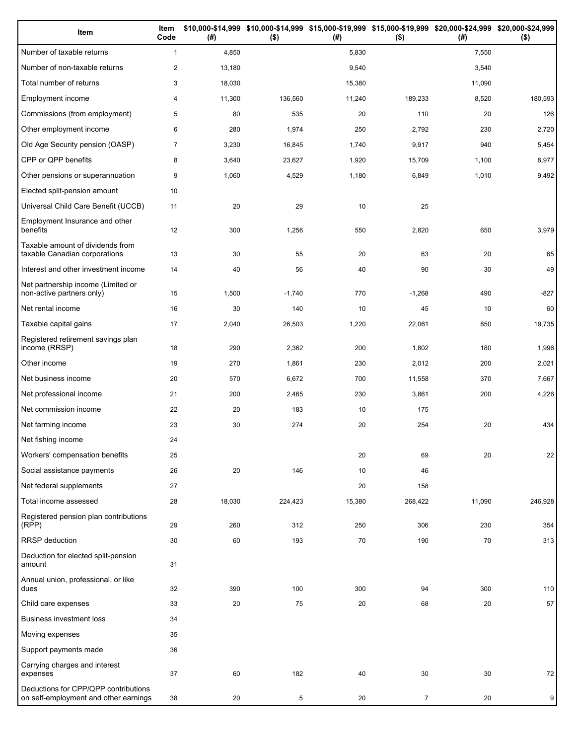| Item | Item Code | $10,000-$14,999 (#) | $10,000-$14,999 ($) | $15,000-$19,999 (#) | $15,000-$19,999 ($) | $20,000-$24,999 (#) | $20,000-$24,999 ($) |
|---|---|---|---|---|---|---|---|
| Number of taxable returns | 1 | 4,850 | | 5,830 | | 7,550 | |
| Number of non-taxable returns | 2 | 13,180 | | 9,540 | | 3,540 | |
| Total number of returns | 3 | 18,030 | | 15,380 | | 11,090 | |
| Employment income | 4 | 11,300 | 136,560 | 11,240 | 189,233 | 8,520 | 180,593 |
| Commissions (from employment) | 5 | 80 | 535 | 20 | 110 | 20 | 126 |
| Other employment income | 6 | 280 | 1,974 | 250 | 2,792 | 230 | 2,720 |
| Old Age Security pension (OASP) | 7 | 3,230 | 16,845 | 1,740 | 9,917 | 940 | 5,454 |
| CPP or QPP benefits | 8 | 3,640 | 23,627 | 1,920 | 15,709 | 1,100 | 8,977 |
| Other pensions or superannuation | 9 | 1,060 | 4,529 | 1,180 | 6,849 | 1,010 | 9,492 |
| Elected split-pension amount | 10 | | | | | | |
| Universal Child Care Benefit (UCCB) | 11 | 20 | 29 | 10 | 25 | | |
| Employment Insurance and other benefits | 12 | 300 | 1,256 | 550 | 2,820 | 650 | 3,979 |
| Taxable amount of dividends from taxable Canadian corporations | 13 | 30 | 55 | 20 | 63 | 20 | 65 |
| Interest and other investment income | 14 | 40 | 56 | 40 | 90 | 30 | 49 |
| Net partnership income (Limited or non-active partners only) | 15 | 1,500 | -1,740 | 770 | -1,268 | 490 | -827 |
| Net rental income | 16 | 30 | 140 | 10 | 45 | 10 | 60 |
| Taxable capital gains | 17 | 2,040 | 26,503 | 1,220 | 22,061 | 850 | 19,735 |
| Registered retirement savings plan income (RRSP) | 18 | 290 | 2,362 | 200 | 1,802 | 180 | 1,996 |
| Other income | 19 | 270 | 1,861 | 230 | 2,012 | 200 | 2,021 |
| Net business income | 20 | 570 | 6,672 | 700 | 11,558 | 370 | 7,667 |
| Net professional income | 21 | 200 | 2,465 | 230 | 3,861 | 200 | 4,226 |
| Net commission income | 22 | 20 | 183 | 10 | 175 | | |
| Net farming income | 23 | 30 | 274 | 20 | 254 | 20 | 434 |
| Net fishing income | 24 | | | | | | |
| Workers' compensation benefits | 25 | | | 20 | 69 | 20 | 22 |
| Social assistance payments | 26 | 20 | 146 | 10 | 46 | | |
| Net federal supplements | 27 | | | 20 | 158 | | |
| Total income assessed | 28 | 18,030 | 224,423 | 15,380 | 268,422 | 11,090 | 246,928 |
| Registered pension plan contributions (RPP) | 29 | 260 | 312 | 250 | 306 | 230 | 354 |
| RRSP deduction | 30 | 60 | 193 | 70 | 190 | 70 | 313 |
| Deduction for elected split-pension amount | 31 | | | | | | |
| Annual union, professional, or like dues | 32 | 390 | 100 | 300 | 94 | 300 | 110 |
| Child care expenses | 33 | 20 | 75 | 20 | 68 | 20 | 57 |
| Business investment loss | 34 | | | | | | |
| Moving expenses | 35 | | | | | | |
| Support payments made | 36 | | | | | | |
| Carrying charges and interest expenses | 37 | 60 | 182 | 40 | 30 | 30 | 72 |
| Deductions for CPP/QPP contributions on self-employment and other earnings | 38 | 20 | 5 | 20 | 7 | 20 | 9 |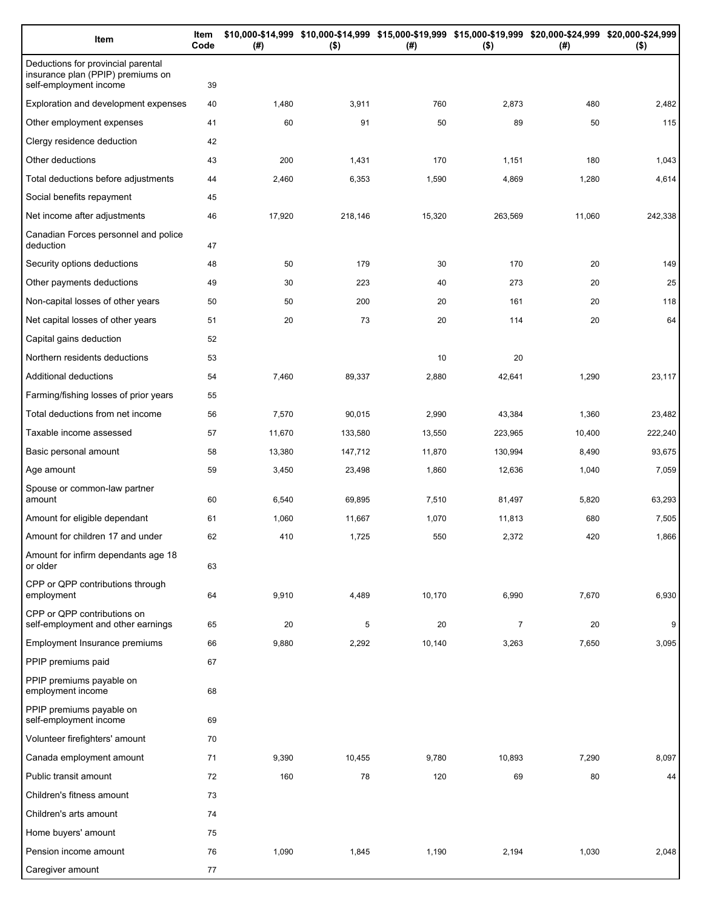| Item | Item Code | $10,000-$14,999 (#) | $10,000-$14,999 ($) | $15,000-$19,999 (#) | $15,000-$19,999 ($) | $20,000-$24,999 (#) | $20,000-$24,999 ($) |
|---|---|---|---|---|---|---|---|
| Deductions for provincial parental insurance plan (PPIP) premiums on self-employment income | 39 | | | | | | |
| Exploration and development expenses | 40 | 1,480 | 3,911 | 760 | 2,873 | 480 | 2,482 |
| Other employment expenses | 41 | 60 | 91 | 50 | 89 | 50 | 115 |
| Clergy residence deduction | 42 | | | | | | |
| Other deductions | 43 | 200 | 1,431 | 170 | 1,151 | 180 | 1,043 |
| Total deductions before adjustments | 44 | 2,460 | 6,353 | 1,590 | 4,869 | 1,280 | 4,614 |
| Social benefits repayment | 45 | | | | | | |
| Net income after adjustments | 46 | 17,920 | 218,146 | 15,320 | 263,569 | 11,060 | 242,338 |
| Canadian Forces personnel and police deduction | 47 | | | | | | |
| Security options deductions | 48 | 50 | 179 | 30 | 170 | 20 | 149 |
| Other payments deductions | 49 | 30 | 223 | 40 | 273 | 20 | 25 |
| Non-capital losses of other years | 50 | 50 | 200 | 20 | 161 | 20 | 118 |
| Net capital losses of other years | 51 | 20 | 73 | 20 | 114 | 20 | 64 |
| Capital gains deduction | 52 | | | | | | |
| Northern residents deductions | 53 | | | 10 | 20 | | |
| Additional deductions | 54 | 7,460 | 89,337 | 2,880 | 42,641 | 1,290 | 23,117 |
| Farming/fishing losses of prior years | 55 | | | | | | |
| Total deductions from net income | 56 | 7,570 | 90,015 | 2,990 | 43,384 | 1,360 | 23,482 |
| Taxable income assessed | 57 | 11,670 | 133,580 | 13,550 | 223,965 | 10,400 | 222,240 |
| Basic personal amount | 58 | 13,380 | 147,712 | 11,870 | 130,994 | 8,490 | 93,675 |
| Age amount | 59 | 3,450 | 23,498 | 1,860 | 12,636 | 1,040 | 7,059 |
| Spouse or common-law partner amount | 60 | 6,540 | 69,895 | 7,510 | 81,497 | 5,820 | 63,293 |
| Amount for eligible dependant | 61 | 1,060 | 11,667 | 1,070 | 11,813 | 680 | 7,505 |
| Amount for children 17 and under | 62 | 410 | 1,725 | 550 | 2,372 | 420 | 1,866 |
| Amount for infirm dependants age 18 or older | 63 | | | | | | |
| CPP or QPP contributions through employment | 64 | 9,910 | 4,489 | 10,170 | 6,990 | 7,670 | 6,930 |
| CPP or QPP contributions on self-employment and other earnings | 65 | 20 | 5 | 20 | 7 | 20 | 9 |
| Employment Insurance premiums | 66 | 9,880 | 2,292 | 10,140 | 3,263 | 7,650 | 3,095 |
| PPIP premiums paid | 67 | | | | | | |
| PPIP premiums payable on employment income | 68 | | | | | | |
| PPIP premiums payable on self-employment income | 69 | | | | | | |
| Volunteer firefighters' amount | 70 | | | | | | |
| Canada employment amount | 71 | 9,390 | 10,455 | 9,780 | 10,893 | 7,290 | 8,097 |
| Public transit amount | 72 | 160 | 78 | 120 | 69 | 80 | 44 |
| Children's fitness amount | 73 | | | | | | |
| Children's arts amount | 74 | | | | | | |
| Home buyers' amount | 75 | | | | | | |
| Pension income amount | 76 | 1,090 | 1,845 | 1,190 | 2,194 | 1,030 | 2,048 |
| Caregiver amount | 77 | | | | | | |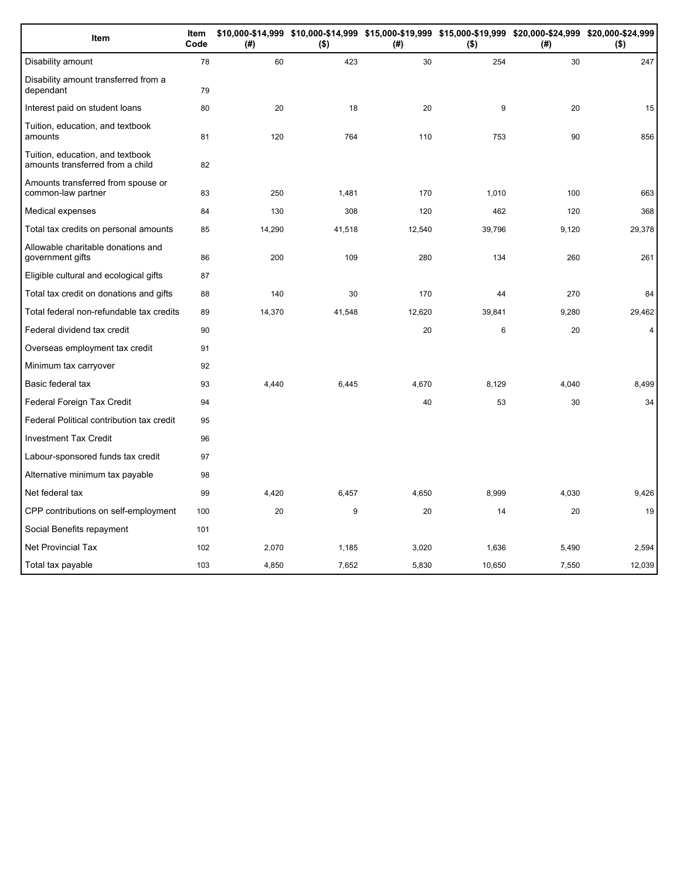| Item | Item Code | $10,000-$14,999 (#) | $10,000-$14,999 ($) | $15,000-$19,999 (#) | $15,000-$19,999 ($) | $20,000-$24,999 (#) | $20,000-$24,999 ($) |
|---|---|---|---|---|---|---|---|
| Disability amount | 78 | 60 | 423 | 30 | 254 | 30 | 247 |
| Disability amount transferred from a dependant | 79 | | | | | | |
| Interest paid on student loans | 80 | 20 | 18 | 20 | 9 | 20 | 15 |
| Tuition, education, and textbook amounts | 81 | 120 | 764 | 110 | 753 | 90 | 856 |
| Tuition, education, and textbook amounts transferred from a child | 82 | | | | | | |
| Amounts transferred from spouse or common-law partner | 83 | 250 | 1,481 | 170 | 1,010 | 100 | 663 |
| Medical expenses | 84 | 130 | 308 | 120 | 462 | 120 | 368 |
| Total tax credits on personal amounts | 85 | 14,290 | 41,518 | 12,540 | 39,796 | 9,120 | 29,378 |
| Allowable charitable donations and government gifts | 86 | 200 | 109 | 280 | 134 | 260 | 261 |
| Eligible cultural and ecological gifts | 87 | | | | | | |
| Total tax credit on donations and gifts | 88 | 140 | 30 | 170 | 44 | 270 | 84 |
| Total federal non-refundable tax credits | 89 | 14,370 | 41,548 | 12,620 | 39,841 | 9,280 | 29,462 |
| Federal dividend tax credit | 90 | | | 20 | 6 | 20 | 4 |
| Overseas employment tax credit | 91 | | | | | | |
| Minimum tax carryover | 92 | | | | | | |
| Basic federal tax | 93 | 4,440 | 6,445 | 4,670 | 8,129 | 4,040 | 8,499 |
| Federal Foreign Tax Credit | 94 | | | 40 | 53 | 30 | 34 |
| Federal Political contribution tax credit | 95 | | | | | | |
| Investment Tax Credit | 96 | | | | | | |
| Labour-sponsored funds tax credit | 97 | | | | | | |
| Alternative minimum tax payable | 98 | | | | | | |
| Net federal tax | 99 | 4,420 | 6,457 | 4,650 | 8,999 | 4,030 | 9,426 |
| CPP contributions on self-employment | 100 | 20 | 9 | 20 | 14 | 20 | 19 |
| Social Benefits repayment | 101 | | | | | | |
| Net Provincial Tax | 102 | 2,070 | 1,185 | 3,020 | 1,636 | 5,490 | 2,594 |
| Total tax payable | 103 | 4,850 | 7,652 | 5,830 | 10,650 | 7,550 | 12,039 |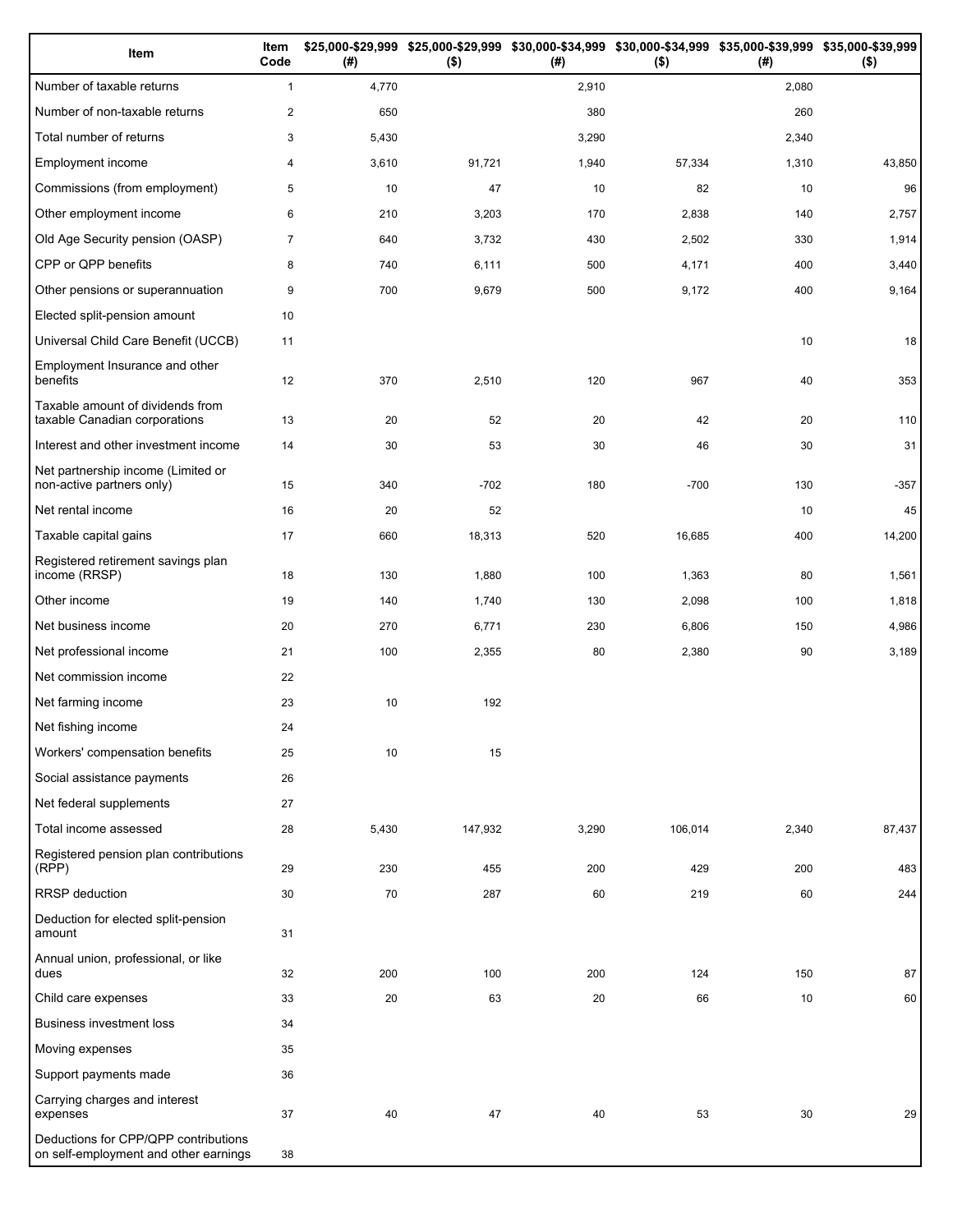| Item | Item Code | $25,000-$29,999 (#) | $25,000-$29,999 ($) | $30,000-$34,999 (#) | $30,000-$34,999 ($) | $35,000-$39,999 (#) | $35,000-$39,999 ($) |
|---|---|---|---|---|---|---|---|
| Number of taxable returns | 1 | 4,770 | | 2,910 | | 2,080 | |
| Number of non-taxable returns | 2 | 650 | | 380 | | 260 | |
| Total number of returns | 3 | 5,430 | | 3,290 | | 2,340 | |
| Employment income | 4 | 3,610 | 91,721 | 1,940 | 57,334 | 1,310 | 43,850 |
| Commissions (from employment) | 5 | 10 | 47 | 10 | 82 | 10 | 96 |
| Other employment income | 6 | 210 | 3,203 | 170 | 2,838 | 140 | 2,757 |
| Old Age Security pension (OASP) | 7 | 640 | 3,732 | 430 | 2,502 | 330 | 1,914 |
| CPP or QPP benefits | 8 | 740 | 6,111 | 500 | 4,171 | 400 | 3,440 |
| Other pensions or superannuation | 9 | 700 | 9,679 | 500 | 9,172 | 400 | 9,164 |
| Elected split-pension amount | 10 | | | | | | |
| Universal Child Care Benefit (UCCB) | 11 | | | | | 10 | 18 |
| Employment Insurance and other benefits | 12 | 370 | 2,510 | 120 | 967 | 40 | 353 |
| Taxable amount of dividends from taxable Canadian corporations | 13 | 20 | 52 | 20 | 42 | 20 | 110 |
| Interest and other investment income | 14 | 30 | 53 | 30 | 46 | 30 | 31 |
| Net partnership income (Limited or non-active partners only) | 15 | 340 | -702 | 180 | -700 | 130 | -357 |
| Net rental income | 16 | 20 | 52 | | | 10 | 45 |
| Taxable capital gains | 17 | 660 | 18,313 | 520 | 16,685 | 400 | 14,200 |
| Registered retirement savings plan income (RRSP) | 18 | 130 | 1,880 | 100 | 1,363 | 80 | 1,561 |
| Other income | 19 | 140 | 1,740 | 130 | 2,098 | 100 | 1,818 |
| Net business income | 20 | 270 | 6,771 | 230 | 6,806 | 150 | 4,986 |
| Net professional income | 21 | 100 | 2,355 | 80 | 2,380 | 90 | 3,189 |
| Net commission income | 22 | | | | | | |
| Net farming income | 23 | 10 | 192 | | | | |
| Net fishing income | 24 | | | | | | |
| Workers' compensation benefits | 25 | 10 | 15 | | | | |
| Social assistance payments | 26 | | | | | | |
| Net federal supplements | 27 | | | | | | |
| Total income assessed | 28 | 5,430 | 147,932 | 3,290 | 106,014 | 2,340 | 87,437 |
| Registered pension plan contributions (RPP) | 29 | 230 | 455 | 200 | 429 | 200 | 483 |
| RRSP deduction | 30 | 70 | 287 | 60 | 219 | 60 | 244 |
| Deduction for elected split-pension amount | 31 | | | | | | |
| Annual union, professional, or like dues | 32 | 200 | 100 | 200 | 124 | 150 | 87 |
| Child care expenses | 33 | 20 | 63 | 20 | 66 | 10 | 60 |
| Business investment loss | 34 | | | | | | |
| Moving expenses | 35 | | | | | | |
| Support payments made | 36 | | | | | | |
| Carrying charges and interest expenses | 37 | 40 | 47 | 40 | 53 | 30 | 29 |
| Deductions for CPP/QPP contributions on self-employment and other earnings | 38 | | | | | | |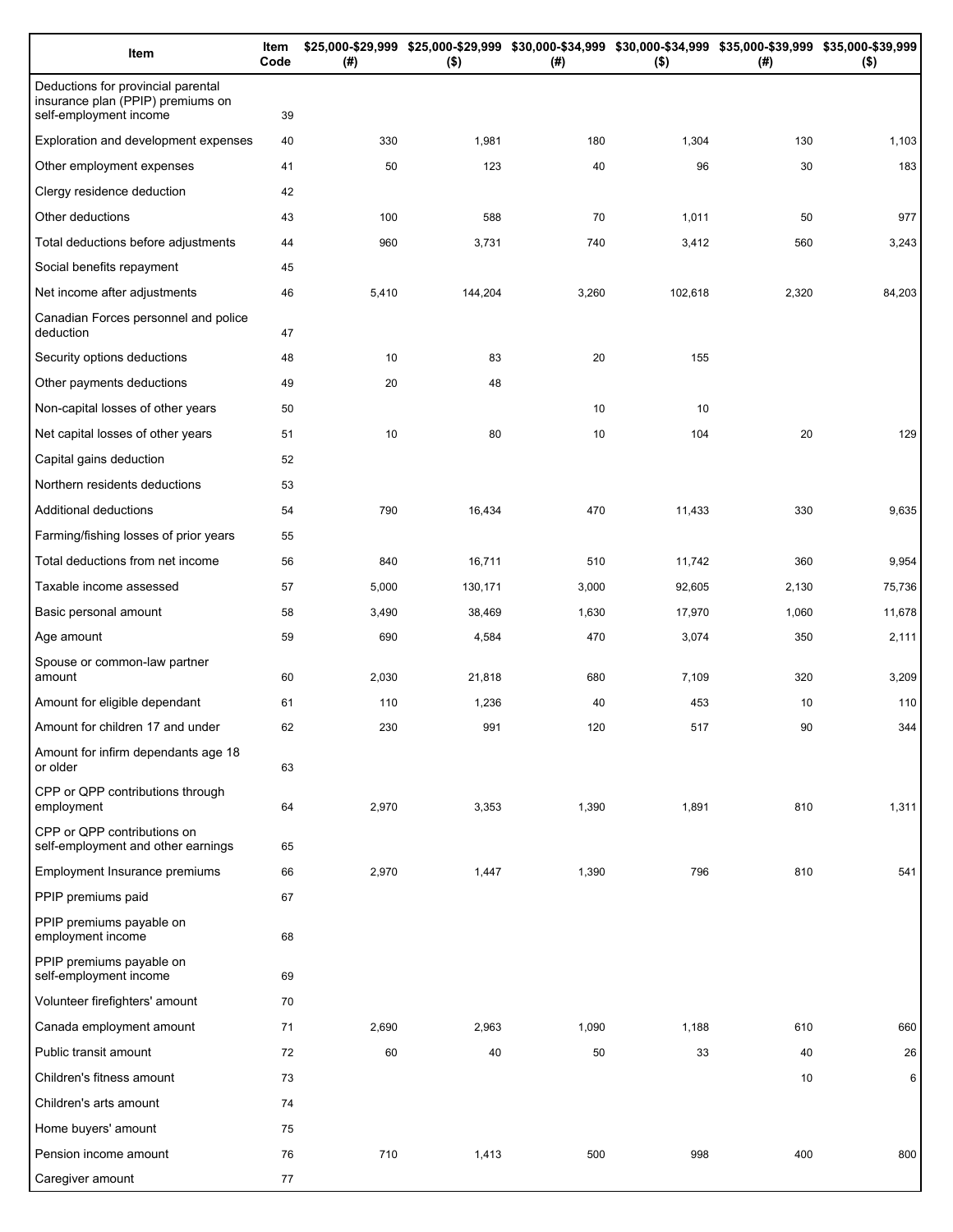| Item | Item Code | $25,000-$29,999 (#) | $25,000-$29,999 ($) | $30,000-$34,999 (#) | $30,000-$34,999 ($) | $35,000-$39,999 (#) | $35,000-$39,999 ($) |
|---|---|---|---|---|---|---|---|
| Deductions for provincial parental insurance plan (PPIP) premiums on self-employment income | 39 | | | | | | |
| Exploration and development expenses | 40 | 330 | 1,981 | 180 | 1,304 | 130 | 1,103 |
| Other employment expenses | 41 | 50 | 123 | 40 | 96 | 30 | 183 |
| Clergy residence deduction | 42 | | | | | | |
| Other deductions | 43 | 100 | 588 | 70 | 1,011 | 50 | 977 |
| Total deductions before adjustments | 44 | 960 | 3,731 | 740 | 3,412 | 560 | 3,243 |
| Social benefits repayment | 45 | | | | | | |
| Net income after adjustments | 46 | 5,410 | 144,204 | 3,260 | 102,618 | 2,320 | 84,203 |
| Canadian Forces personnel and police deduction | 47 | | | | | | |
| Security options deductions | 48 | 10 | 83 | 20 | 155 | | |
| Other payments deductions | 49 | 20 | 48 | | | | |
| Non-capital losses of other years | 50 | | | 10 | 10 | | |
| Net capital losses of other years | 51 | 10 | 80 | 10 | 104 | 20 | 129 |
| Capital gains deduction | 52 | | | | | | |
| Northern residents deductions | 53 | | | | | | |
| Additional deductions | 54 | 790 | 16,434 | 470 | 11,433 | 330 | 9,635 |
| Farming/fishing losses of prior years | 55 | | | | | | |
| Total deductions from net income | 56 | 840 | 16,711 | 510 | 11,742 | 360 | 9,954 |
| Taxable income assessed | 57 | 5,000 | 130,171 | 3,000 | 92,605 | 2,130 | 75,736 |
| Basic personal amount | 58 | 3,490 | 38,469 | 1,630 | 17,970 | 1,060 | 11,678 |
| Age amount | 59 | 690 | 4,584 | 470 | 3,074 | 350 | 2,111 |
| Spouse or common-law partner amount | 60 | 2,030 | 21,818 | 680 | 7,109 | 320 | 3,209 |
| Amount for eligible dependant | 61 | 110 | 1,236 | 40 | 453 | 10 | 110 |
| Amount for children 17 and under | 62 | 230 | 991 | 120 | 517 | 90 | 344 |
| Amount for infirm dependants age 18 or older | 63 | | | | | | |
| CPP or QPP contributions through employment | 64 | 2,970 | 3,353 | 1,390 | 1,891 | 810 | 1,311 |
| CPP or QPP contributions on self-employment and other earnings | 65 | | | | | | |
| Employment Insurance premiums | 66 | 2,970 | 1,447 | 1,390 | 796 | 810 | 541 |
| PPIP premiums paid | 67 | | | | | | |
| PPIP premiums payable on employment income | 68 | | | | | | |
| PPIP premiums payable on self-employment income | 69 | | | | | | |
| Volunteer firefighters' amount | 70 | | | | | | |
| Canada employment amount | 71 | 2,690 | 2,963 | 1,090 | 1,188 | 610 | 660 |
| Public transit amount | 72 | 60 | 40 | 50 | 33 | 40 | 26 |
| Children's fitness amount | 73 | | | | | 10 | 6 |
| Children's arts amount | 74 | | | | | | |
| Home buyers' amount | 75 | | | | | | |
| Pension income amount | 76 | 710 | 1,413 | 500 | 998 | 400 | 800 |
| Caregiver amount | 77 | | | | | | |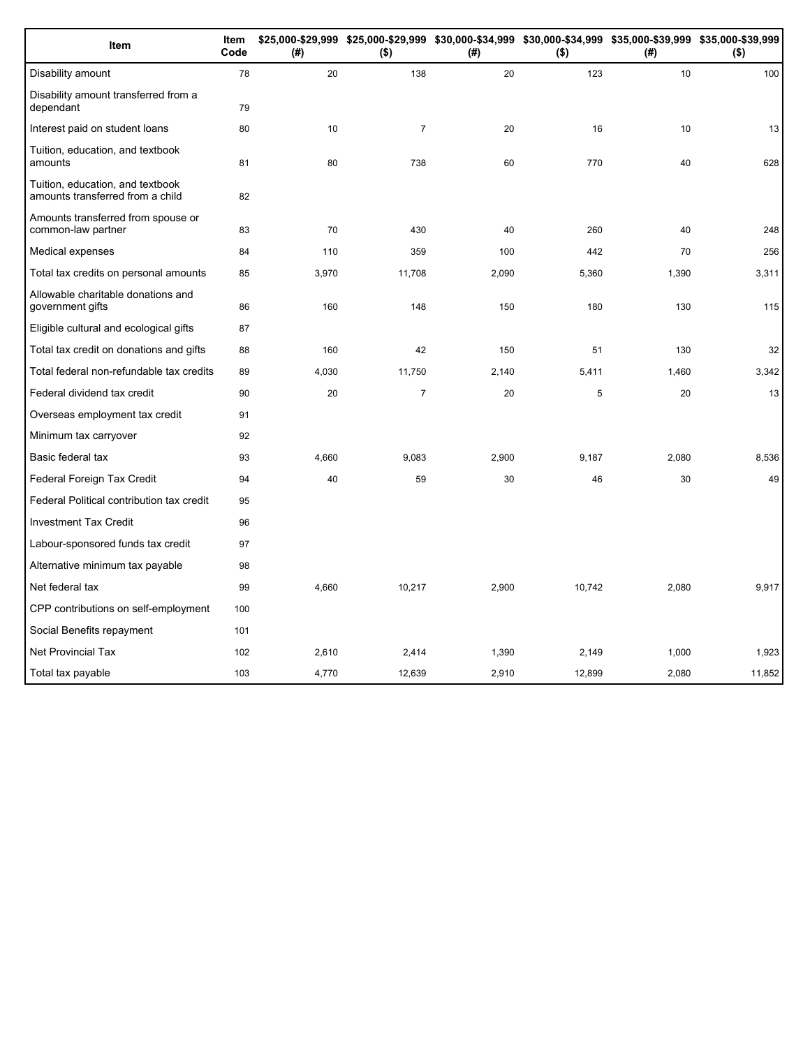| Item | Item Code | $25,000-$29,999 (#) | $25,000-$29,999 ($) | $30,000-$34,999 (#) | $30,000-$34,999 ($) | $35,000-$39,999 (#) | $35,000-$39,999 ($) |
|---|---|---|---|---|---|---|---|
| Disability amount | 78 | 20 | 138 | 20 | 123 | 10 | 100 |
| Disability amount transferred from a dependant | 79 | | | | | | |
| Interest paid on student loans | 80 | 10 | 7 | 20 | 16 | 10 | 13 |
| Tuition, education, and textbook amounts | 81 | 80 | 738 | 60 | 770 | 40 | 628 |
| Tuition, education, and textbook amounts transferred from a child | 82 | | | | | | |
| Amounts transferred from spouse or common-law partner | 83 | 70 | 430 | 40 | 260 | 40 | 248 |
| Medical expenses | 84 | 110 | 359 | 100 | 442 | 70 | 256 |
| Total tax credits on personal amounts | 85 | 3,970 | 11,708 | 2,090 | 5,360 | 1,390 | 3,311 |
| Allowable charitable donations and government gifts | 86 | 160 | 148 | 150 | 180 | 130 | 115 |
| Eligible cultural and ecological gifts | 87 | | | | | | |
| Total tax credit on donations and gifts | 88 | 160 | 42 | 150 | 51 | 130 | 32 |
| Total federal non-refundable tax credits | 89 | 4,030 | 11,750 | 2,140 | 5,411 | 1,460 | 3,342 |
| Federal dividend tax credit | 90 | 20 | 7 | 20 | 5 | 20 | 13 |
| Overseas employment tax credit | 91 | | | | | | |
| Minimum tax carryover | 92 | | | | | | |
| Basic federal tax | 93 | 4,660 | 9,083 | 2,900 | 9,187 | 2,080 | 8,536 |
| Federal Foreign Tax Credit | 94 | 40 | 59 | 30 | 46 | 30 | 49 |
| Federal Political contribution tax credit | 95 | | | | | | |
| Investment Tax Credit | 96 | | | | | | |
| Labour-sponsored funds tax credit | 97 | | | | | | |
| Alternative minimum tax payable | 98 | | | | | | |
| Net federal tax | 99 | 4,660 | 10,217 | 2,900 | 10,742 | 2,080 | 9,917 |
| CPP contributions on self-employment | 100 | | | | | | |
| Social Benefits repayment | 101 | | | | | | |
| Net Provincial Tax | 102 | 2,610 | 2,414 | 1,390 | 2,149 | 1,000 | 1,923 |
| Total tax payable | 103 | 4,770 | 12,639 | 2,910 | 12,899 | 2,080 | 11,852 |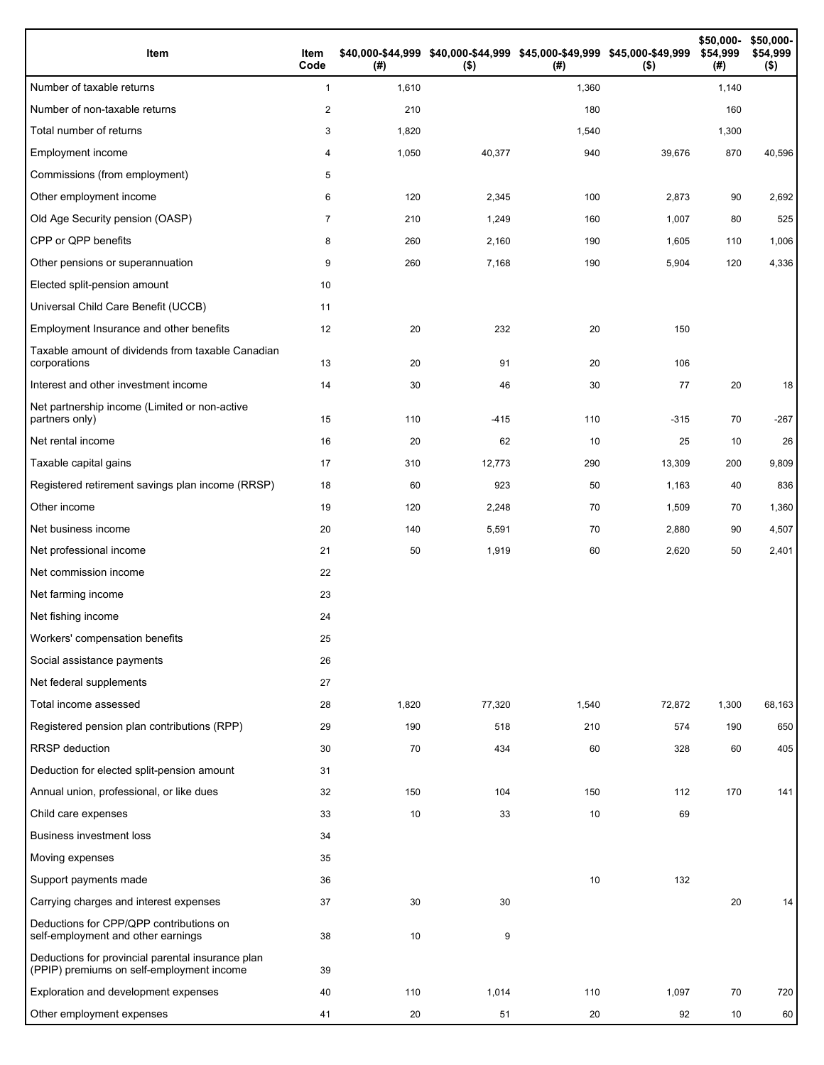| Item | Item Code | $40,000-$44,999 (#) | $40,000-$44,999 ($) | $45,000-$49,999 (#) | $45,000-$49,999 ($) | $50,000-$54,999 (#) | $50,000-$54,999 ($) |
|---|---|---|---|---|---|---|---|
| Number of taxable returns | 1 | 1,610 | | 1,360 | | 1,140 | |
| Number of non-taxable returns | 2 | 210 | | 180 | | 160 | |
| Total number of returns | 3 | 1,820 | | 1,540 | | 1,300 | |
| Employment income | 4 | 1,050 | 40,377 | 940 | 39,676 | 870 | 40,596 |
| Commissions (from employment) | 5 | | | | | | |
| Other employment income | 6 | 120 | 2,345 | 100 | 2,873 | 90 | 2,692 |
| Old Age Security pension (OASP) | 7 | 210 | 1,249 | 160 | 1,007 | 80 | 525 |
| CPP or QPP benefits | 8 | 260 | 2,160 | 190 | 1,605 | 110 | 1,006 |
| Other pensions or superannuation | 9 | 260 | 7,168 | 190 | 5,904 | 120 | 4,336 |
| Elected split-pension amount | 10 | | | | | | |
| Universal Child Care Benefit (UCCB) | 11 | | | | | | |
| Employment Insurance and other benefits | 12 | 20 | 232 | 20 | 150 | | |
| Taxable amount of dividends from taxable Canadian corporations | 13 | 20 | 91 | 20 | 106 | | |
| Interest and other investment income | 14 | 30 | 46 | 30 | 77 | 20 | 18 |
| Net partnership income (Limited or non-active partners only) | 15 | 110 | -415 | 110 | -315 | 70 | -267 |
| Net rental income | 16 | 20 | 62 | 10 | 25 | 10 | 26 |
| Taxable capital gains | 17 | 310 | 12,773 | 290 | 13,309 | 200 | 9,809 |
| Registered retirement savings plan income (RRSP) | 18 | 60 | 923 | 50 | 1,163 | 40 | 836 |
| Other income | 19 | 120 | 2,248 | 70 | 1,509 | 70 | 1,360 |
| Net business income | 20 | 140 | 5,591 | 70 | 2,880 | 90 | 4,507 |
| Net professional income | 21 | 50 | 1,919 | 60 | 2,620 | 50 | 2,401 |
| Net commission income | 22 | | | | | | |
| Net farming income | 23 | | | | | | |
| Net fishing income | 24 | | | | | | |
| Workers' compensation benefits | 25 | | | | | | |
| Social assistance payments | 26 | | | | | | |
| Net federal supplements | 27 | | | | | | |
| Total income assessed | 28 | 1,820 | 77,320 | 1,540 | 72,872 | 1,300 | 68,163 |
| Registered pension plan contributions (RPP) | 29 | 190 | 518 | 210 | 574 | 190 | 650 |
| RRSP deduction | 30 | 70 | 434 | 60 | 328 | 60 | 405 |
| Deduction for elected split-pension amount | 31 | | | | | | |
| Annual union, professional, or like dues | 32 | 150 | 104 | 150 | 112 | 170 | 141 |
| Child care expenses | 33 | 10 | 33 | 10 | 69 | | |
| Business investment loss | 34 | | | | | | |
| Moving expenses | 35 | | | | | | |
| Support payments made | 36 | | | 10 | 132 | | |
| Carrying charges and interest expenses | 37 | 30 | 30 | | | 20 | 14 |
| Deductions for CPP/QPP contributions on self-employment and other earnings | 38 | 10 | 9 | | | | |
| Deductions for provincial parental insurance plan (PPIP) premiums on self-employment income | 39 | | | | | | |
| Exploration and development expenses | 40 | 110 | 1,014 | 110 | 1,097 | 70 | 720 |
| Other employment expenses | 41 | 20 | 51 | 20 | 92 | 10 | 60 |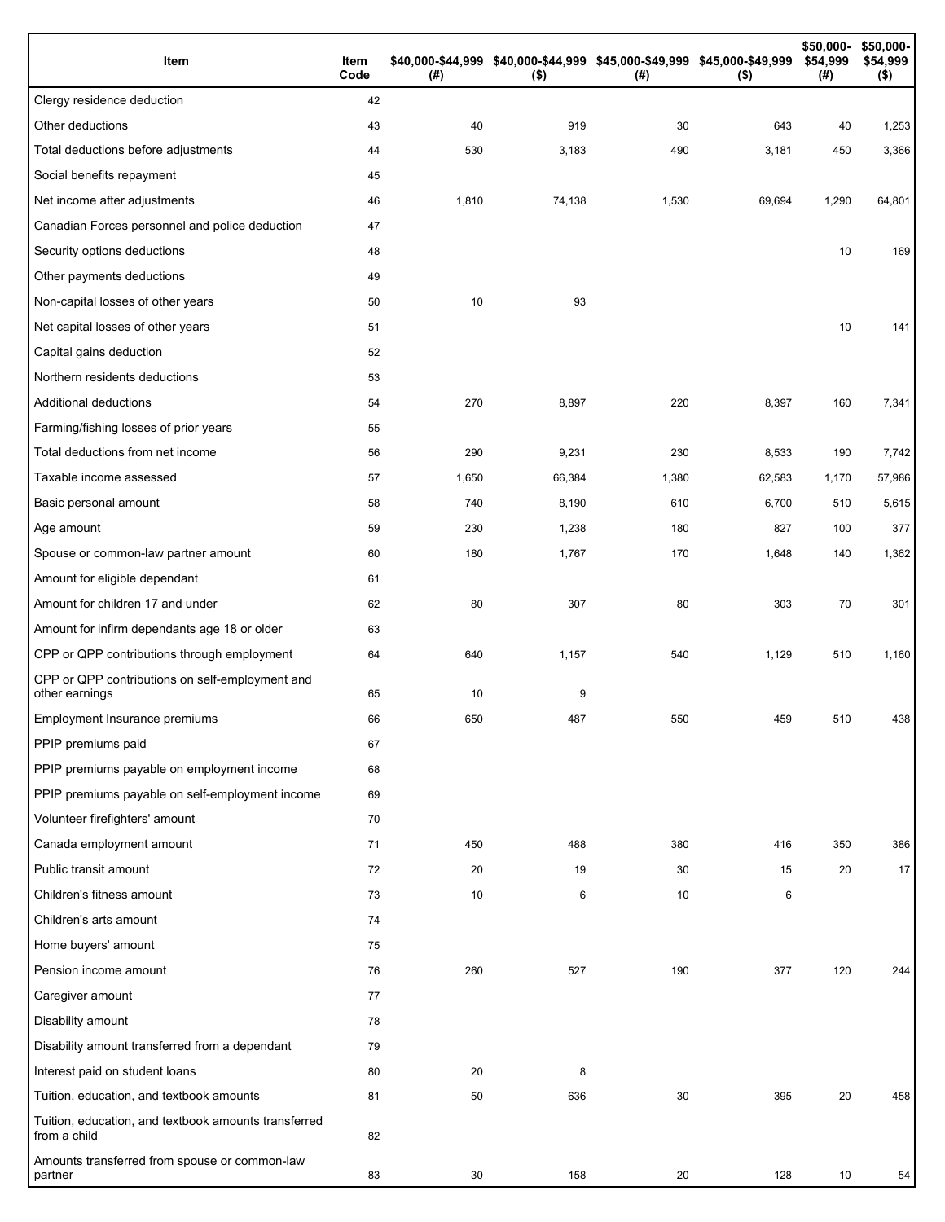| Item | Item Code | $40,000-$44,999 (#) | $40,000-$44,999 ($) | $45,000-$49,999 (#) | $45,000-$49,999 ($) | $50,000-$54,999 (#) | $50,000-$54,999 ($) |
|---|---|---|---|---|---|---|---|
| Clergy residence deduction | 42 | | | | | | |
| Other deductions | 43 | 40 | 919 | 30 | 643 | 40 | 1,253 |
| Total deductions before adjustments | 44 | 530 | 3,183 | 490 | 3,181 | 450 | 3,366 |
| Social benefits repayment | 45 | | | | | | |
| Net income after adjustments | 46 | 1,810 | 74,138 | 1,530 | 69,694 | 1,290 | 64,801 |
| Canadian Forces personnel and police deduction | 47 | | | | | | |
| Security options deductions | 48 | | | | | 10 | 169 |
| Other payments deductions | 49 | | | | | | |
| Non-capital losses of other years | 50 | 10 | 93 | | | | |
| Net capital losses of other years | 51 | | | | | 10 | 141 |
| Capital gains deduction | 52 | | | | | | |
| Northern residents deductions | 53 | | | | | | |
| Additional deductions | 54 | 270 | 8,897 | 220 | 8,397 | 160 | 7,341 |
| Farming/fishing losses of prior years | 55 | | | | | | |
| Total deductions from net income | 56 | 290 | 9,231 | 230 | 8,533 | 190 | 7,742 |
| Taxable income assessed | 57 | 1,650 | 66,384 | 1,380 | 62,583 | 1,170 | 57,986 |
| Basic personal amount | 58 | 740 | 8,190 | 610 | 6,700 | 510 | 5,615 |
| Age amount | 59 | 230 | 1,238 | 180 | 827 | 100 | 377 |
| Spouse or common-law partner amount | 60 | 180 | 1,767 | 170 | 1,648 | 140 | 1,362 |
| Amount for eligible dependant | 61 | | | | | | |
| Amount for children 17 and under | 62 | 80 | 307 | 80 | 303 | 70 | 301 |
| Amount for infirm dependants age 18 or older | 63 | | | | | | |
| CPP or QPP contributions through employment | 64 | 640 | 1,157 | 540 | 1,129 | 510 | 1,160 |
| CPP or QPP contributions on self-employment and other earnings | 65 | 10 | 9 | | | | |
| Employment Insurance premiums | 66 | 650 | 487 | 550 | 459 | 510 | 438 |
| PPIP premiums paid | 67 | | | | | | |
| PPIP premiums payable on employment income | 68 | | | | | | |
| PPIP premiums payable on self-employment income | 69 | | | | | | |
| Volunteer firefighters' amount | 70 | | | | | | |
| Canada employment amount | 71 | 450 | 488 | 380 | 416 | 350 | 386 |
| Public transit amount | 72 | 20 | 19 | 30 | 15 | 20 | 17 |
| Children's fitness amount | 73 | 10 | 6 | 10 | 6 | | |
| Children's arts amount | 74 | | | | | | |
| Home buyers' amount | 75 | | | | | | |
| Pension income amount | 76 | 260 | 527 | 190 | 377 | 120 | 244 |
| Caregiver amount | 77 | | | | | | |
| Disability amount | 78 | | | | | | |
| Disability amount transferred from a dependant | 79 | | | | | | |
| Interest paid on student loans | 80 | 20 | 8 | | | | |
| Tuition, education, and textbook amounts | 81 | 50 | 636 | 30 | 395 | 20 | 458 |
| Tuition, education, and textbook amounts transferred from a child | 82 | | | | | | |
| Amounts transferred from spouse or common-law partner | 83 | 30 | 158 | 20 | 128 | 10 | 54 |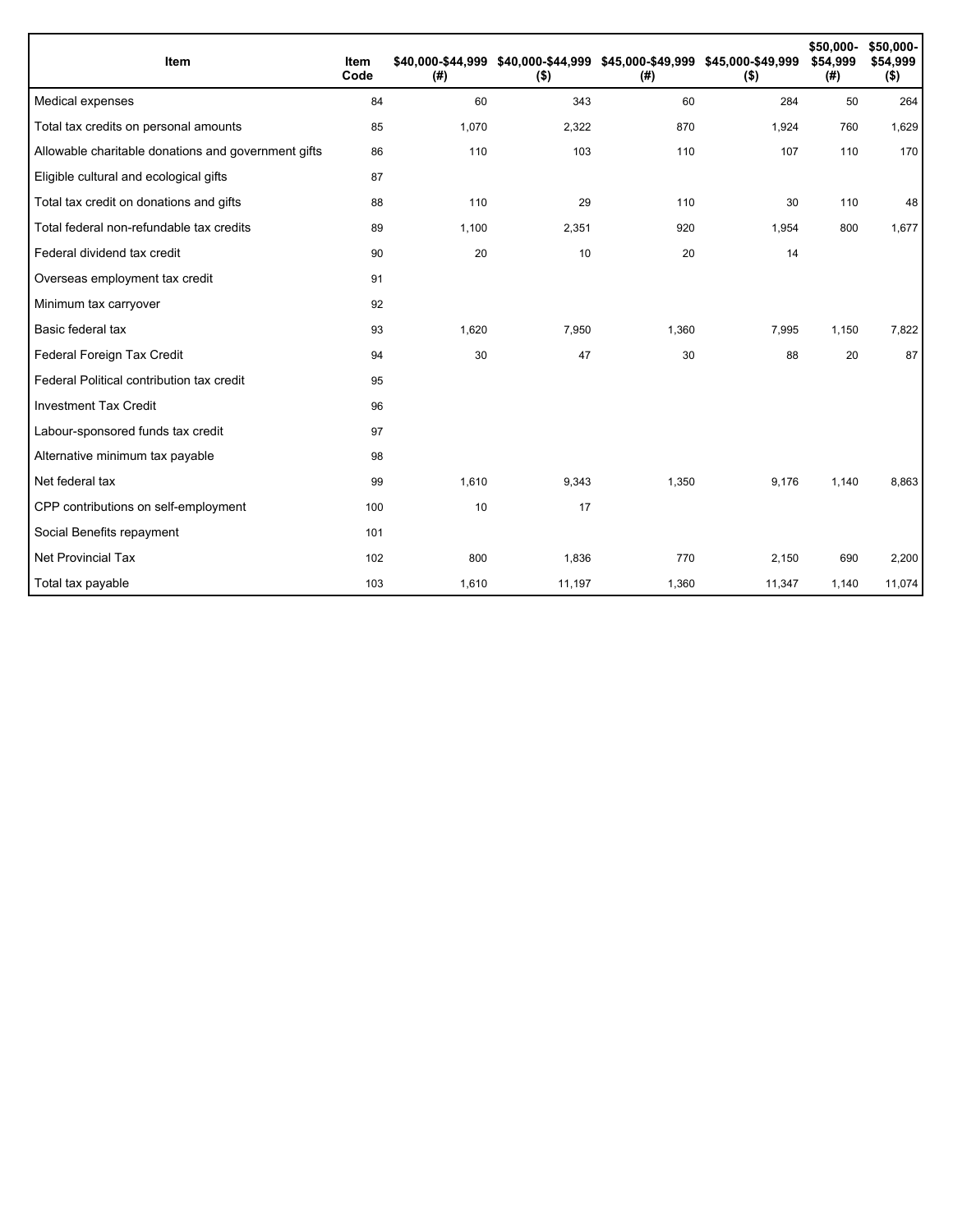| Item | Item Code | $40,000-$44,999 (#) | $40,000-$44,999 ($) | $45,000-$49,999 (#) | $45,000-$49,999 ($) | $50,000-$54,999 (#) | $50,000-$54,999 ($) |
|---|---|---|---|---|---|---|---|
| Medical expenses | 84 | 60 | 343 | 60 | 284 | 50 | 264 |
| Total tax credits on personal amounts | 85 | 1,070 | 2,322 | 870 | 1,924 | 760 | 1,629 |
| Allowable charitable donations and government gifts | 86 | 110 | 103 | 110 | 107 | 110 | 170 |
| Eligible cultural and ecological gifts | 87 | | | | | | |
| Total tax credit on donations and gifts | 88 | 110 | 29 | 110 | 30 | 110 | 48 |
| Total federal non-refundable tax credits | 89 | 1,100 | 2,351 | 920 | 1,954 | 800 | 1,677 |
| Federal dividend tax credit | 90 | 20 | 10 | 20 | 14 | | |
| Overseas employment tax credit | 91 | | | | | | |
| Minimum tax carryover | 92 | | | | | | |
| Basic federal tax | 93 | 1,620 | 7,950 | 1,360 | 7,995 | 1,150 | 7,822 |
| Federal Foreign Tax Credit | 94 | 30 | 47 | 30 | 88 | 20 | 87 |
| Federal Political contribution tax credit | 95 | | | | | | |
| Investment Tax Credit | 96 | | | | | | |
| Labour-sponsored funds tax credit | 97 | | | | | | |
| Alternative minimum tax payable | 98 | | | | | | |
| Net federal tax | 99 | 1,610 | 9,343 | 1,350 | 9,176 | 1,140 | 8,863 |
| CPP contributions on self-employment | 100 | 10 | 17 | | | | |
| Social Benefits repayment | 101 | | | | | | |
| Net Provincial Tax | 102 | 800 | 1,836 | 770 | 2,150 | 690 | 2,200 |
| Total tax payable | 103 | 1,610 | 11,197 | 1,360 | 11,347 | 1,140 | 11,074 |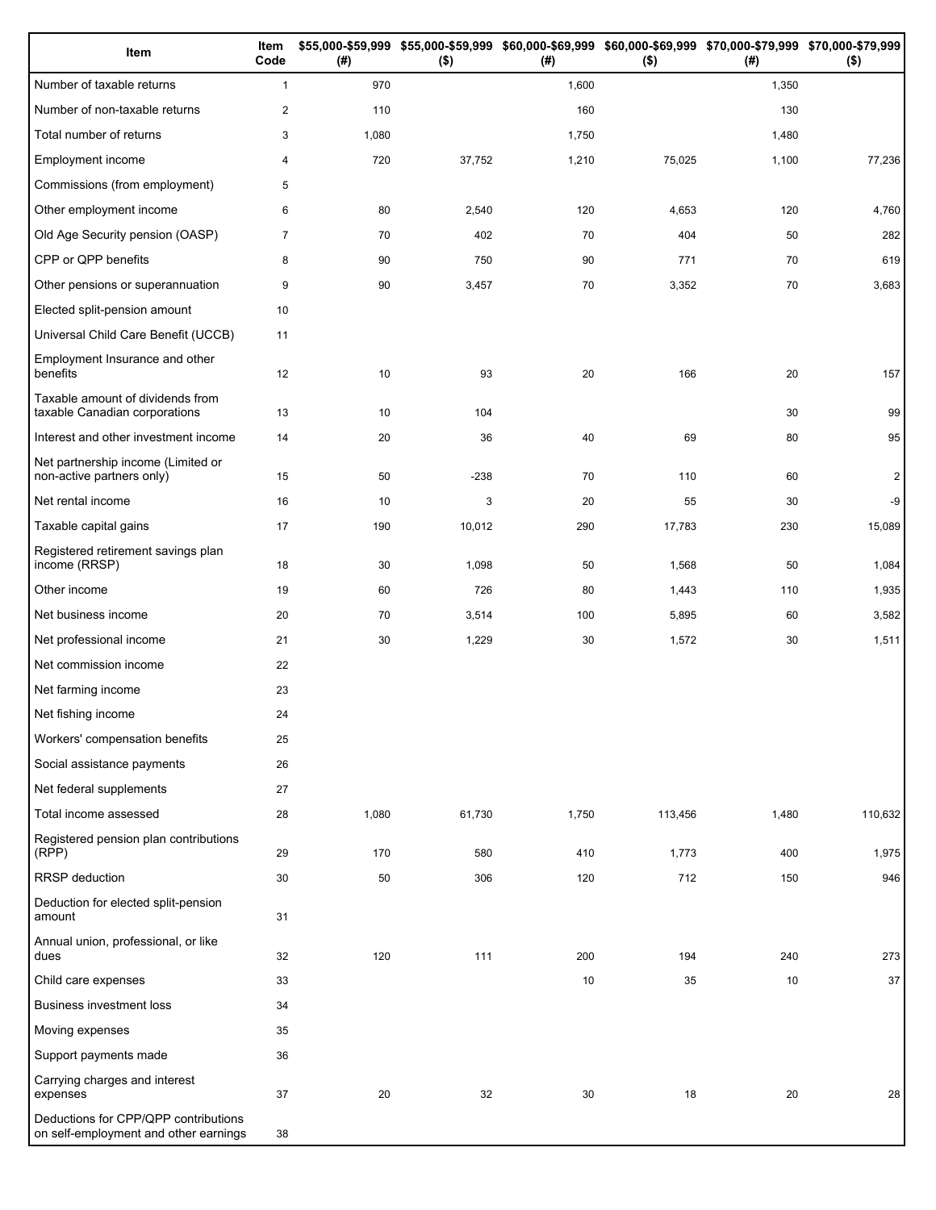| Item | Item Code | $55,000-$59,999 (#) | $55,000-$59,999 ($) | $60,000-$69,999 (#) | $60,000-$69,999 ($) | $70,000-$79,999 (#) | $70,000-$79,999 ($) |
|---|---|---|---|---|---|---|---|
| Number of taxable returns | 1 | 970 | | 1,600 | | 1,350 | |
| Number of non-taxable returns | 2 | 110 | | 160 | | 130 | |
| Total number of returns | 3 | 1,080 | | 1,750 | | 1,480 | |
| Employment income | 4 | 720 | 37,752 | 1,210 | 75,025 | 1,100 | 77,236 |
| Commissions (from employment) | 5 | | | | | | |
| Other employment income | 6 | 80 | 2,540 | 120 | 4,653 | 120 | 4,760 |
| Old Age Security pension (OASP) | 7 | 70 | 402 | 70 | 404 | 50 | 282 |
| CPP or QPP benefits | 8 | 90 | 750 | 90 | 771 | 70 | 619 |
| Other pensions or superannuation | 9 | 90 | 3,457 | 70 | 3,352 | 70 | 3,683 |
| Elected split-pension amount | 10 | | | | | | |
| Universal Child Care Benefit (UCCB) | 11 | | | | | | |
| Employment Insurance and other benefits | 12 | 10 | 93 | 20 | 166 | 20 | 157 |
| Taxable amount of dividends from taxable Canadian corporations | 13 | 10 | 104 | | | 30 | 99 |
| Interest and other investment income | 14 | 20 | 36 | 40 | 69 | 80 | 95 |
| Net partnership income (Limited or non-active partners only) | 15 | 50 | -238 | 70 | 110 | 60 | 2 |
| Net rental income | 16 | 10 | 3 | 20 | 55 | 30 | -9 |
| Taxable capital gains | 17 | 190 | 10,012 | 290 | 17,783 | 230 | 15,089 |
| Registered retirement savings plan income (RRSP) | 18 | 30 | 1,098 | 50 | 1,568 | 50 | 1,084 |
| Other income | 19 | 60 | 726 | 80 | 1,443 | 110 | 1,935 |
| Net business income | 20 | 70 | 3,514 | 100 | 5,895 | 60 | 3,582 |
| Net professional income | 21 | 30 | 1,229 | 30 | 1,572 | 30 | 1,511 |
| Net commission income | 22 | | | | | | |
| Net farming income | 23 | | | | | | |
| Net fishing income | 24 | | | | | | |
| Workers' compensation benefits | 25 | | | | | | |
| Social assistance payments | 26 | | | | | | |
| Net federal supplements | 27 | | | | | | |
| Total income assessed | 28 | 1,080 | 61,730 | 1,750 | 113,456 | 1,480 | 110,632 |
| Registered pension plan contributions (RPP) | 29 | 170 | 580 | 410 | 1,773 | 400 | 1,975 |
| RRSP deduction | 30 | 50 | 306 | 120 | 712 | 150 | 946 |
| Deduction for elected split-pension amount | 31 | | | | | | |
| Annual union, professional, or like dues | 32 | 120 | 111 | 200 | 194 | 240 | 273 |
| Child care expenses | 33 | | | 10 | 35 | 10 | 37 |
| Business investment loss | 34 | | | | | | |
| Moving expenses | 35 | | | | | | |
| Support payments made | 36 | | | | | | |
| Carrying charges and interest expenses | 37 | 20 | 32 | 30 | 18 | 20 | 28 |
| Deductions for CPP/QPP contributions on self-employment and other earnings | 38 | | | | | | |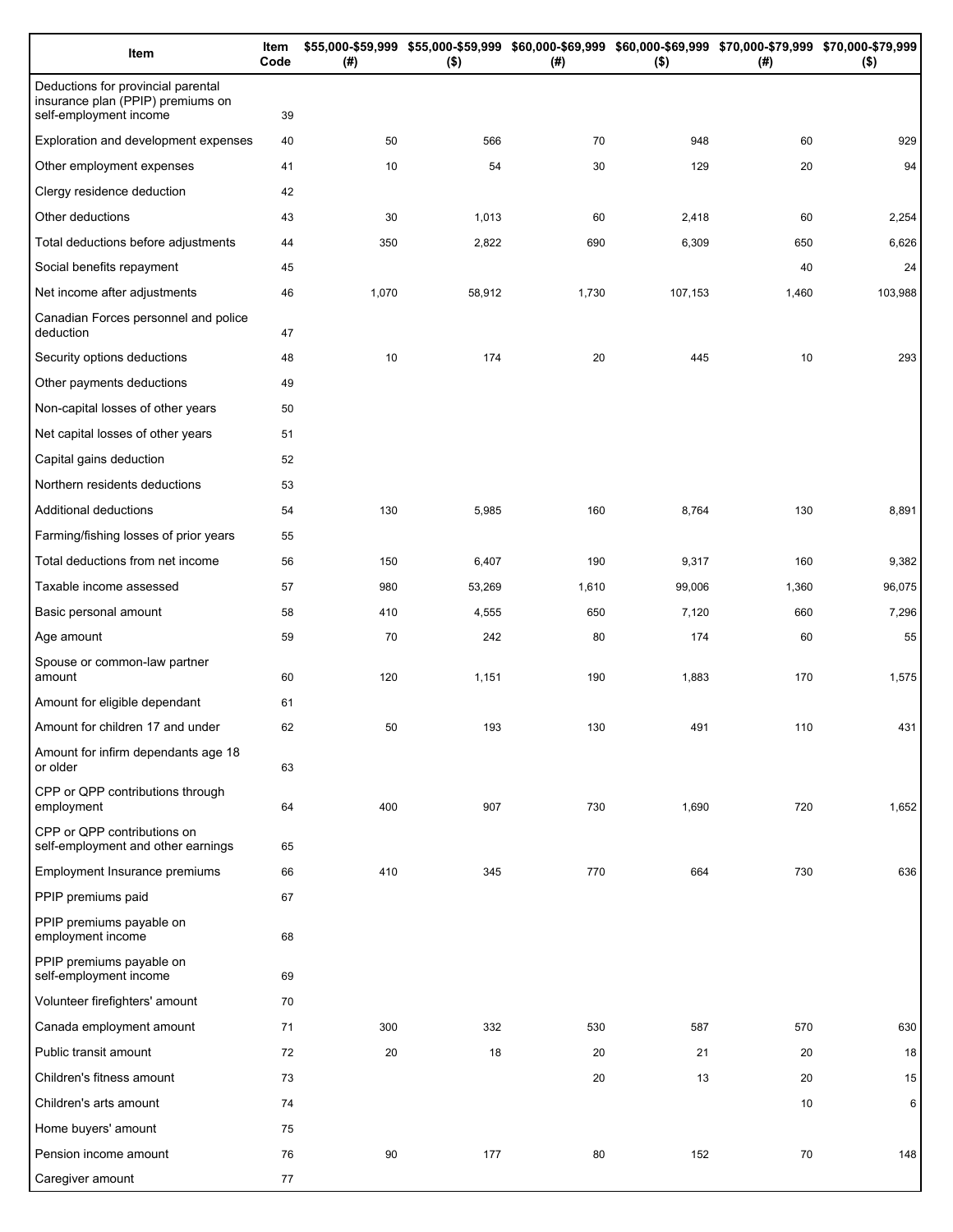| Item | Item Code | $55,000-$59,999 (#) | $55,000-$59,999 ($) | $60,000-$69,999 (#) | $60,000-$69,999 ($) | $70,000-$79,999 (#) | $70,000-$79,999 ($) |
|---|---|---|---|---|---|---|---|
| Deductions for provincial parental insurance plan (PPIP) premiums on self-employment income | 39 | | | | | | |
| Exploration and development expenses | 40 | 50 | 566 | 70 | 948 | 60 | 929 |
| Other employment expenses | 41 | 10 | 54 | 30 | 129 | 20 | 94 |
| Clergy residence deduction | 42 | | | | | | |
| Other deductions | 43 | 30 | 1,013 | 60 | 2,418 | 60 | 2,254 |
| Total deductions before adjustments | 44 | 350 | 2,822 | 690 | 6,309 | 650 | 6,626 |
| Social benefits repayment | 45 | | | | | 40 | 24 |
| Net income after adjustments | 46 | 1,070 | 58,912 | 1,730 | 107,153 | 1,460 | 103,988 |
| Canadian Forces personnel and police deduction | 47 | | | | | | |
| Security options deductions | 48 | 10 | 174 | 20 | 445 | 10 | 293 |
| Other payments deductions | 49 | | | | | | |
| Non-capital losses of other years | 50 | | | | | | |
| Net capital losses of other years | 51 | | | | | | |
| Capital gains deduction | 52 | | | | | | |
| Northern residents deductions | 53 | | | | | | |
| Additional deductions | 54 | 130 | 5,985 | 160 | 8,764 | 130 | 8,891 |
| Farming/fishing losses of prior years | 55 | | | | | | |
| Total deductions from net income | 56 | 150 | 6,407 | 190 | 9,317 | 160 | 9,382 |
| Taxable income assessed | 57 | 980 | 53,269 | 1,610 | 99,006 | 1,360 | 96,075 |
| Basic personal amount | 58 | 410 | 4,555 | 650 | 7,120 | 660 | 7,296 |
| Age amount | 59 | 70 | 242 | 80 | 174 | 60 | 55 |
| Spouse or common-law partner amount | 60 | 120 | 1,151 | 190 | 1,883 | 170 | 1,575 |
| Amount for eligible dependant | 61 | | | | | | |
| Amount for children 17 and under | 62 | 50 | 193 | 130 | 491 | 110 | 431 |
| Amount for infirm dependants age 18 or older | 63 | | | | | | |
| CPP or QPP contributions through employment | 64 | 400 | 907 | 730 | 1,690 | 720 | 1,652 |
| CPP or QPP contributions on self-employment and other earnings | 65 | | | | | | |
| Employment Insurance premiums | 66 | 410 | 345 | 770 | 664 | 730 | 636 |
| PPIP premiums paid | 67 | | | | | | |
| PPIP premiums payable on employment income | 68 | | | | | | |
| PPIP premiums payable on self-employment income | 69 | | | | | | |
| Volunteer firefighters' amount | 70 | | | | | | |
| Canada employment amount | 71 | 300 | 332 | 530 | 587 | 570 | 630 |
| Public transit amount | 72 | 20 | 18 | 20 | 21 | 20 | 18 |
| Children's fitness amount | 73 | | | 20 | 13 | 20 | 15 |
| Children's arts amount | 74 | | | | | 10 | 6 |
| Home buyers' amount | 75 | | | | | | |
| Pension income amount | 76 | 90 | 177 | 80 | 152 | 70 | 148 |
| Caregiver amount | 77 | | | | | | |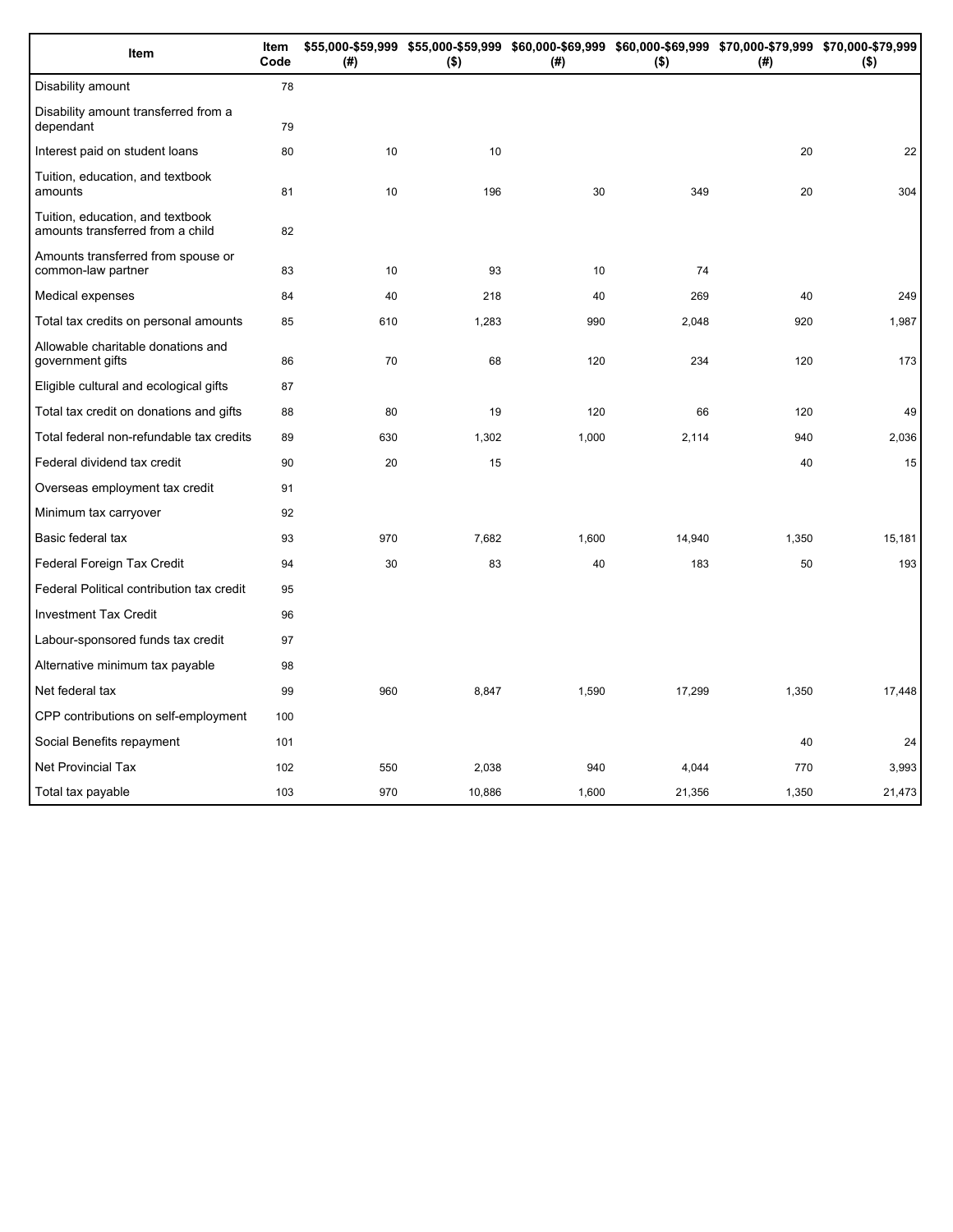| Item | Item Code | $55,000-$59,999 (#) | $55,000-$59,999 ($) | $60,000-$69,999 (#) | $60,000-$69,999 ($) | $70,000-$79,999 (#) | $70,000-$79,999 ($) |
|---|---|---|---|---|---|---|---|
| Disability amount | 78 | | | | | | |
| Disability amount transferred from a dependant | 79 | | | | | | |
| Interest paid on student loans | 80 | 10 | 10 | | | 20 | 22 |
| Tuition, education, and textbook amounts | 81 | 10 | 196 | 30 | 349 | 20 | 304 |
| Tuition, education, and textbook amounts transferred from a child | 82 | | | | | | |
| Amounts transferred from spouse or common-law partner | 83 | 10 | 93 | 10 | 74 | | |
| Medical expenses | 84 | 40 | 218 | 40 | 269 | 40 | 249 |
| Total tax credits on personal amounts | 85 | 610 | 1,283 | 990 | 2,048 | 920 | 1,987 |
| Allowable charitable donations and government gifts | 86 | 70 | 68 | 120 | 234 | 120 | 173 |
| Eligible cultural and ecological gifts | 87 | | | | | | |
| Total tax credit on donations and gifts | 88 | 80 | 19 | 120 | 66 | 120 | 49 |
| Total federal non-refundable tax credits | 89 | 630 | 1,302 | 1,000 | 2,114 | 940 | 2,036 |
| Federal dividend tax credit | 90 | 20 | 15 | | | 40 | 15 |
| Overseas employment tax credit | 91 | | | | | | |
| Minimum tax carryover | 92 | | | | | | |
| Basic federal tax | 93 | 970 | 7,682 | 1,600 | 14,940 | 1,350 | 15,181 |
| Federal Foreign Tax Credit | 94 | 30 | 83 | 40 | 183 | 50 | 193 |
| Federal Political contribution tax credit | 95 | | | | | | |
| Investment Tax Credit | 96 | | | | | | |
| Labour-sponsored funds tax credit | 97 | | | | | | |
| Alternative minimum tax payable | 98 | | | | | | |
| Net federal tax | 99 | 960 | 8,847 | 1,590 | 17,299 | 1,350 | 17,448 |
| CPP contributions on self-employment | 100 | | | | | | |
| Social Benefits repayment | 101 | | | | | 40 | 24 |
| Net Provincial Tax | 102 | 550 | 2,038 | 940 | 4,044 | 770 | 3,993 |
| Total tax payable | 103 | 970 | 10,886 | 1,600 | 21,356 | 1,350 | 21,473 |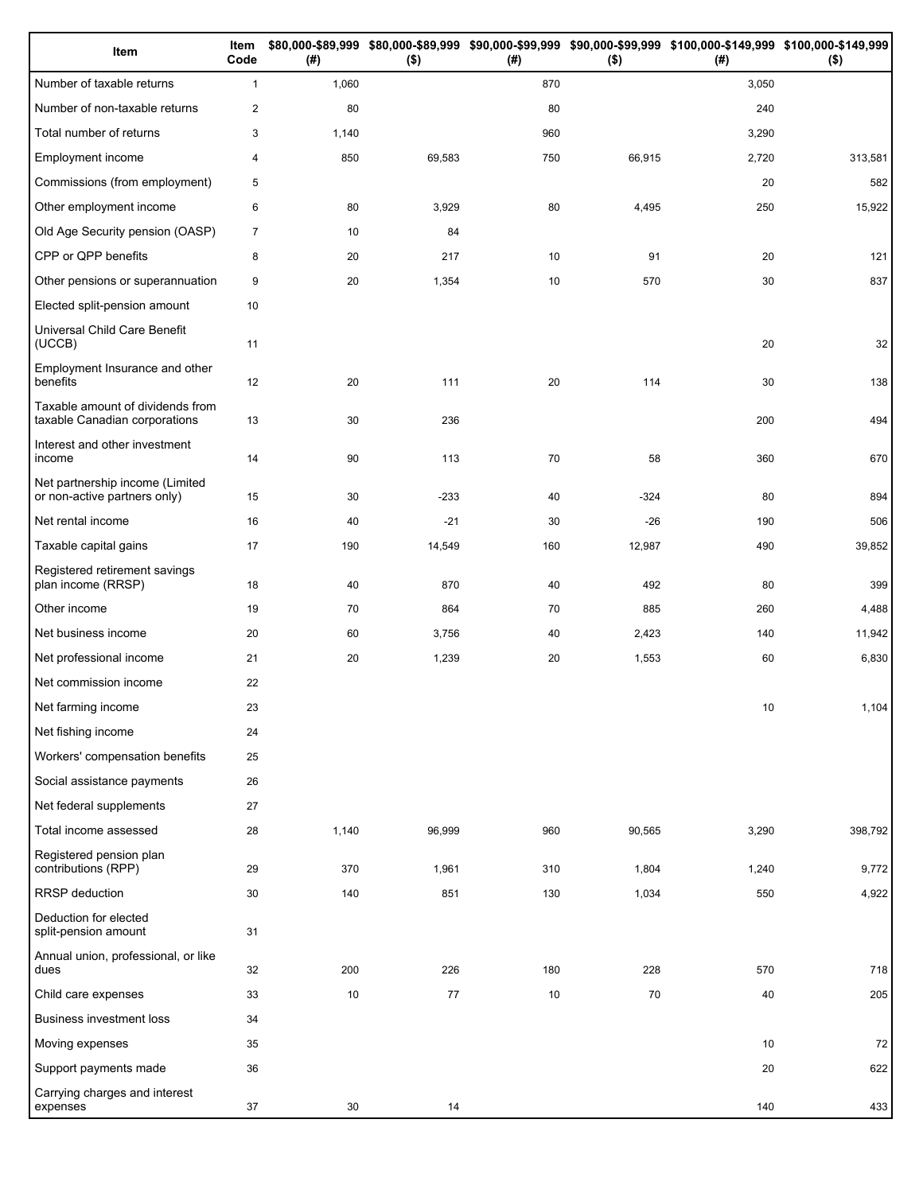| Item | Item Code | $80,000-$89,999 (#) | $80,000-$89,999 ($) | $90,000-$99,999 (#) | $90,000-$99,999 ($) | $100,000-$149,999 (#) | $100,000-$149,999 ($) |
|---|---|---|---|---|---|---|---|
| Number of taxable returns | 1 | 1,060 | | 870 | | 3,050 | |
| Number of non-taxable returns | 2 | 80 | | 80 | | 240 | |
| Total number of returns | 3 | 1,140 | | 960 | | 3,290 | |
| Employment income | 4 | 850 | 69,583 | 750 | 66,915 | 2,720 | 313,581 |
| Commissions (from employment) | 5 | | | | | 20 | 582 |
| Other employment income | 6 | 80 | 3,929 | 80 | 4,495 | 250 | 15,922 |
| Old Age Security pension (OASP) | 7 | 10 | 84 | | | | |
| CPP or QPP benefits | 8 | 20 | 217 | 10 | 91 | 20 | 121 |
| Other pensions or superannuation | 9 | 20 | 1,354 | 10 | 570 | 30 | 837 |
| Elected split-pension amount | 10 | | | | | | |
| Universal Child Care Benefit (UCCB) | 11 | | | | | 20 | 32 |
| Employment Insurance and other benefits | 12 | 20 | 111 | 20 | 114 | 30 | 138 |
| Taxable amount of dividends from taxable Canadian corporations | 13 | 30 | 236 | | | 200 | 494 |
| Interest and other investment income | 14 | 90 | 113 | 70 | 58 | 360 | 670 |
| Net partnership income (Limited or non-active partners only) | 15 | 30 | -233 | 40 | -324 | 80 | 894 |
| Net rental income | 16 | 40 | -21 | 30 | -26 | 190 | 506 |
| Taxable capital gains | 17 | 190 | 14,549 | 160 | 12,987 | 490 | 39,852 |
| Registered retirement savings plan income (RRSP) | 18 | 40 | 870 | 40 | 492 | 80 | 399 |
| Other income | 19 | 70 | 864 | 70 | 885 | 260 | 4,488 |
| Net business income | 20 | 60 | 3,756 | 40 | 2,423 | 140 | 11,942 |
| Net professional income | 21 | 20 | 1,239 | 20 | 1,553 | 60 | 6,830 |
| Net commission income | 22 | | | | | | |
| Net farming income | 23 | | | | | 10 | 1,104 |
| Net fishing income | 24 | | | | | | |
| Workers' compensation benefits | 25 | | | | | | |
| Social assistance payments | 26 | | | | | | |
| Net federal supplements | 27 | | | | | | |
| Total income assessed | 28 | 1,140 | 96,999 | 960 | 90,565 | 3,290 | 398,792 |
| Registered pension plan contributions (RPP) | 29 | 370 | 1,961 | 310 | 1,804 | 1,240 | 9,772 |
| RRSP deduction | 30 | 140 | 851 | 130 | 1,034 | 550 | 4,922 |
| Deduction for elected split-pension amount | 31 | | | | | | |
| Annual union, professional, or like dues | 32 | 200 | 226 | 180 | 228 | 570 | 718 |
| Child care expenses | 33 | 10 | 77 | 10 | 70 | 40 | 205 |
| Business investment loss | 34 | | | | | | |
| Moving expenses | 35 | | | | | 10 | 72 |
| Support payments made | 36 | | | | | 20 | 622 |
| Carrying charges and interest expenses | 37 | 30 | 14 | | | 140 | 433 |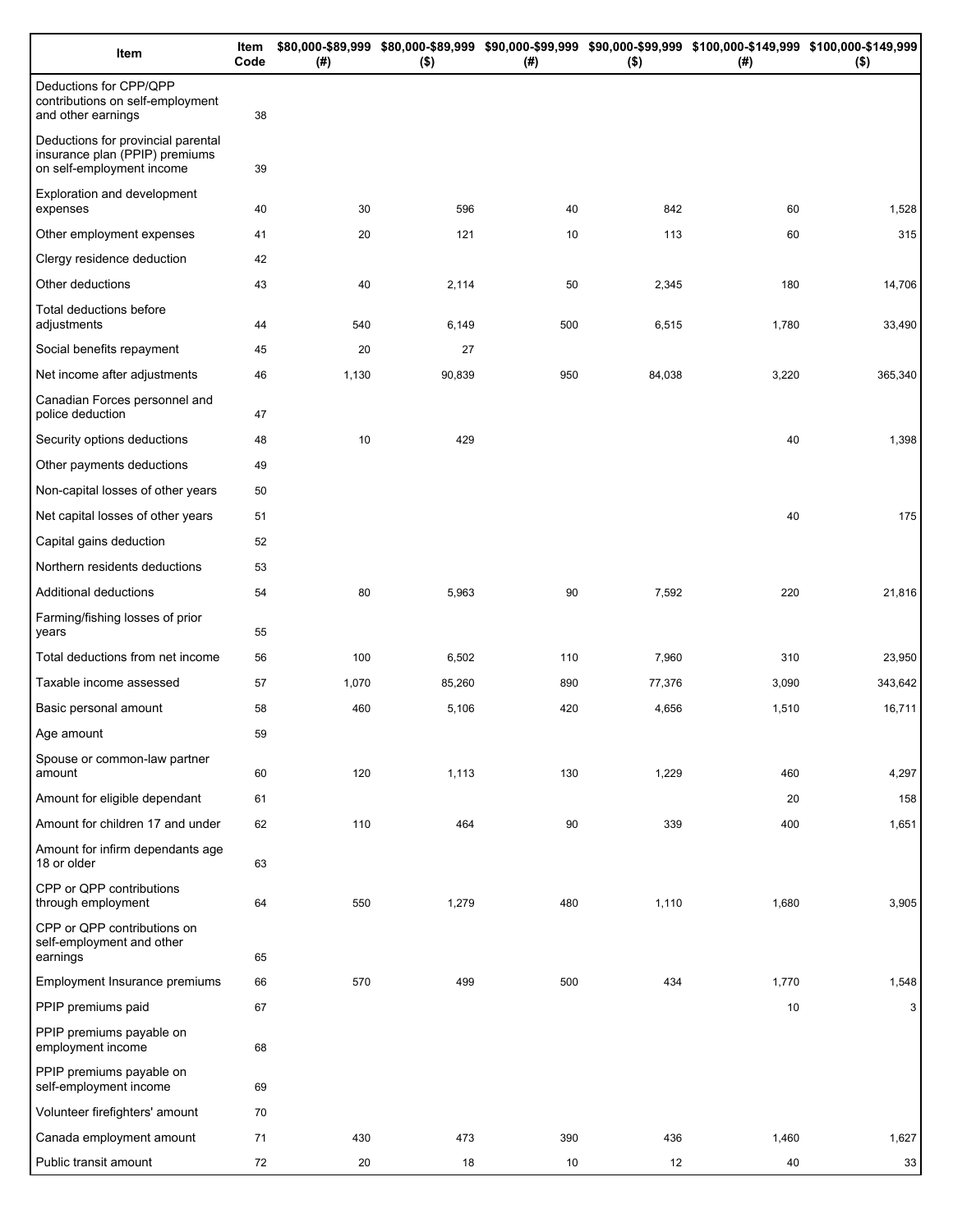| Item | Item Code | $80,000-$89,999 (#) | $80,000-$89,999 ($) | $90,000-$99,999 (#) | $90,000-$99,999 ($) | $100,000-$149,999 (#) | $100,000-$149,999 ($) |
|---|---|---|---|---|---|---|---|
| Deductions for CPP/QPP contributions on self-employment and other earnings | 38 | | | | | | |
| Deductions for provincial parental insurance plan (PPIP) premiums on self-employment income | 39 | | | | | | |
| Exploration and development expenses | 40 | 30 | 596 | 40 | 842 | 60 | 1,528 |
| Other employment expenses | 41 | 20 | 121 | 10 | 113 | 60 | 315 |
| Clergy residence deduction | 42 | | | | | | |
| Other deductions | 43 | 40 | 2,114 | 50 | 2,345 | 180 | 14,706 |
| Total deductions before adjustments | 44 | 540 | 6,149 | 500 | 6,515 | 1,780 | 33,490 |
| Social benefits repayment | 45 | 20 | 27 | | | | |
| Net income after adjustments | 46 | 1,130 | 90,839 | 950 | 84,038 | 3,220 | 365,340 |
| Canadian Forces personnel and police deduction | 47 | | | | | | |
| Security options deductions | 48 | 10 | 429 | | | 40 | 1,398 |
| Other payments deductions | 49 | | | | | | |
| Non-capital losses of other years | 50 | | | | | | |
| Net capital losses of other years | 51 | | | | | 40 | 175 |
| Capital gains deduction | 52 | | | | | | |
| Northern residents deductions | 53 | | | | | | |
| Additional deductions | 54 | 80 | 5,963 | 90 | 7,592 | 220 | 21,816 |
| Farming/fishing losses of prior years | 55 | | | | | | |
| Total deductions from net income | 56 | 100 | 6,502 | 110 | 7,960 | 310 | 23,950 |
| Taxable income assessed | 57 | 1,070 | 85,260 | 890 | 77,376 | 3,090 | 343,642 |
| Basic personal amount | 58 | 460 | 5,106 | 420 | 4,656 | 1,510 | 16,711 |
| Age amount | 59 | | | | | | |
| Spouse or common-law partner amount | 60 | 120 | 1,113 | 130 | 1,229 | 460 | 4,297 |
| Amount for eligible dependant | 61 | | | | | 20 | 158 |
| Amount for children 17 and under | 62 | 110 | 464 | 90 | 339 | 400 | 1,651 |
| Amount for infirm dependants age 18 or older | 63 | | | | | | |
| CPP or QPP contributions through employment | 64 | 550 | 1,279 | 480 | 1,110 | 1,680 | 3,905 |
| CPP or QPP contributions on self-employment and other earnings | 65 | | | | | | |
| Employment Insurance premiums | 66 | 570 | 499 | 500 | 434 | 1,770 | 1,548 |
| PPIP premiums paid | 67 | | | | | 10 | 3 |
| PPIP premiums payable on employment income | 68 | | | | | | |
| PPIP premiums payable on self-employment income | 69 | | | | | | |
| Volunteer firefighters' amount | 70 | | | | | | |
| Canada employment amount | 71 | 430 | 473 | 390 | 436 | 1,460 | 1,627 |
| Public transit amount | 72 | 20 | 18 | 10 | 12 | 40 | 33 |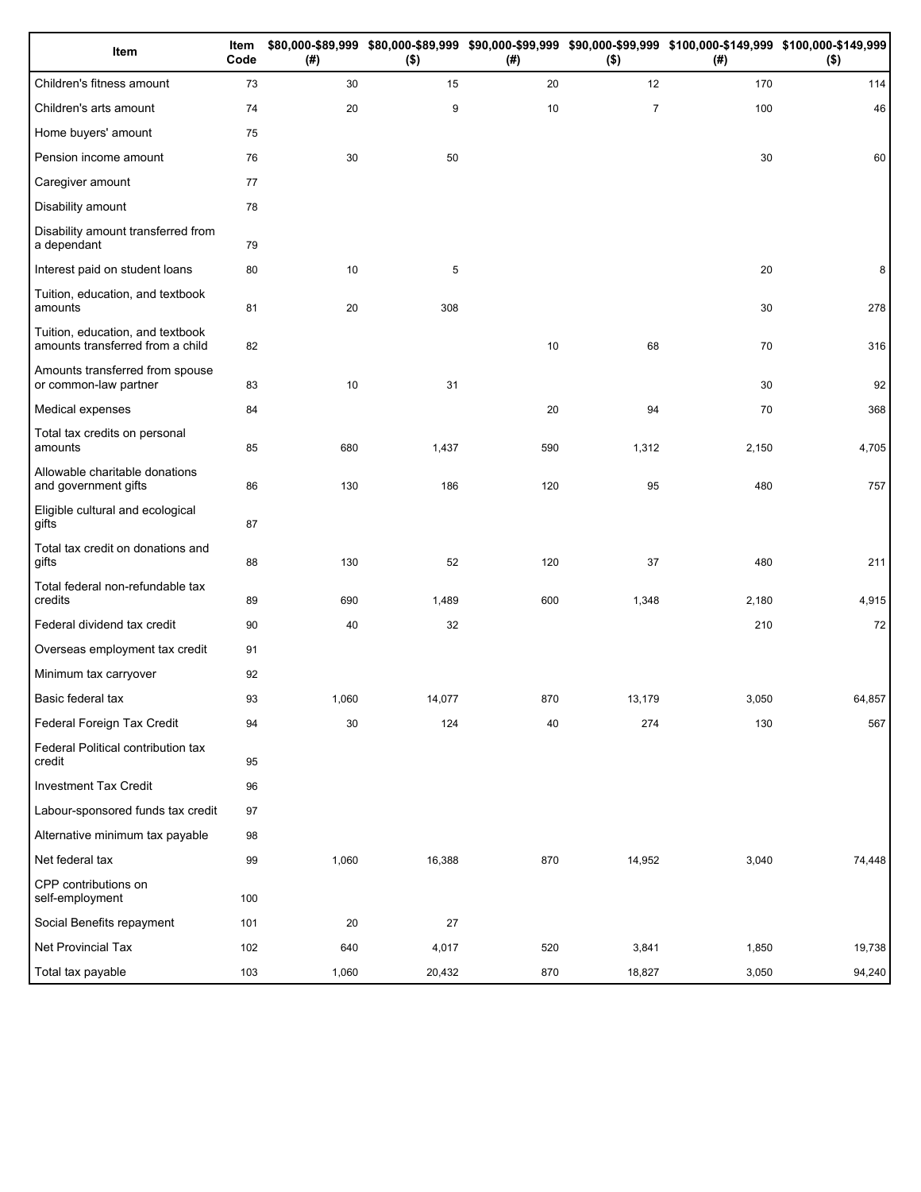| Item | Item Code | $80,000-$89,999 (#) | $80,000-$89,999 ($) | $90,000-$99,999 (#) | $90,000-$99,999 ($) | $100,000-$149,999 (#) | $100,000-$149,999 ($) |
|---|---|---|---|---|---|---|---|
| Children's fitness amount | 73 | 30 | 15 | 20 | 12 | 170 | 114 |
| Children's arts amount | 74 | 20 | 9 | 10 | 7 | 100 | 46 |
| Home buyers' amount | 75 | | | | | | |
| Pension income amount | 76 | 30 | 50 | | | 30 | 60 |
| Caregiver amount | 77 | | | | | | |
| Disability amount | 78 | | | | | | |
| Disability amount transferred from a dependant | 79 | | | | | | |
| Interest paid on student loans | 80 | 10 | 5 | | | 20 | 8 |
| Tuition, education, and textbook amounts | 81 | 20 | 308 | | | 30 | 278 |
| Tuition, education, and textbook amounts transferred from a child | 82 | | | 10 | 68 | 70 | 316 |
| Amounts transferred from spouse or common-law partner | 83 | 10 | 31 | | | 30 | 92 |
| Medical expenses | 84 | | | 20 | 94 | 70 | 368 |
| Total tax credits on personal amounts | 85 | 680 | 1,437 | 590 | 1,312 | 2,150 | 4,705 |
| Allowable charitable donations and government gifts | 86 | 130 | 186 | 120 | 95 | 480 | 757 |
| Eligible cultural and ecological gifts | 87 | | | | | | |
| Total tax credit on donations and gifts | 88 | 130 | 52 | 120 | 37 | 480 | 211 |
| Total federal non-refundable tax credits | 89 | 690 | 1,489 | 600 | 1,348 | 2,180 | 4,915 |
| Federal dividend tax credit | 90 | 40 | 32 | | | 210 | 72 |
| Overseas employment tax credit | 91 | | | | | | |
| Minimum tax carryover | 92 | | | | | | |
| Basic federal tax | 93 | 1,060 | 14,077 | 870 | 13,179 | 3,050 | 64,857 |
| Federal Foreign Tax Credit | 94 | 30 | 124 | 40 | 274 | 130 | 567 |
| Federal Political contribution tax credit | 95 | | | | | | |
| Investment Tax Credit | 96 | | | | | | |
| Labour-sponsored funds tax credit | 97 | | | | | | |
| Alternative minimum tax payable | 98 | | | | | | |
| Net federal tax | 99 | 1,060 | 16,388 | 870 | 14,952 | 3,040 | 74,448 |
| CPP contributions on self-employment | 100 | | | | | | |
| Social Benefits repayment | 101 | 20 | 27 | | | | |
| Net Provincial Tax | 102 | 640 | 4,017 | 520 | 3,841 | 1,850 | 19,738 |
| Total tax payable | 103 | 1,060 | 20,432 | 870 | 18,827 | 3,050 | 94,240 |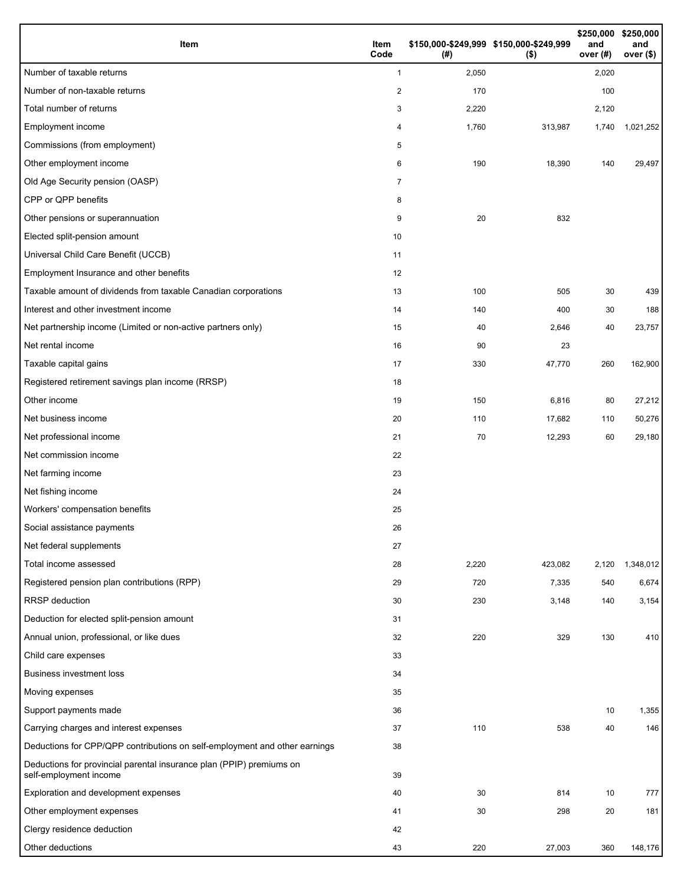| Item | Item Code | $150,000-$249,999 (#) | $150,000-$249,999 ($) | $250,000 and over (#) | $250,000 and over ($) |
|---|---|---|---|---|---|
| Number of taxable returns | 1 | 2,050 | | 2,020 | |
| Number of non-taxable returns | 2 | 170 | | 100 | |
| Total number of returns | 3 | 2,220 | | 2,120 | |
| Employment income | 4 | 1,760 | 313,987 | 1,740 | 1,021,252 |
| Commissions (from employment) | 5 | | | | |
| Other employment income | 6 | 190 | 18,390 | 140 | 29,497 |
| Old Age Security pension (OASP) | 7 | | | | |
| CPP or QPP benefits | 8 | | | | |
| Other pensions or superannuation | 9 | 20 | 832 | | |
| Elected split-pension amount | 10 | | | | |
| Universal Child Care Benefit (UCCB) | 11 | | | | |
| Employment Insurance and other benefits | 12 | | | | |
| Taxable amount of dividends from taxable Canadian corporations | 13 | 100 | 505 | 30 | 439 |
| Interest and other investment income | 14 | 140 | 400 | 30 | 188 |
| Net partnership income (Limited or non-active partners only) | 15 | 40 | 2,646 | 40 | 23,757 |
| Net rental income | 16 | 90 | 23 | | |
| Taxable capital gains | 17 | 330 | 47,770 | 260 | 162,900 |
| Registered retirement savings plan income (RRSP) | 18 | | | | |
| Other income | 19 | 150 | 6,816 | 80 | 27,212 |
| Net business income | 20 | 110 | 17,682 | 110 | 50,276 |
| Net professional income | 21 | 70 | 12,293 | 60 | 29,180 |
| Net commission income | 22 | | | | |
| Net farming income | 23 | | | | |
| Net fishing income | 24 | | | | |
| Workers' compensation benefits | 25 | | | | |
| Social assistance payments | 26 | | | | |
| Net federal supplements | 27 | | | | |
| Total income assessed | 28 | 2,220 | 423,082 | 2,120 | 1,348,012 |
| Registered pension plan contributions (RPP) | 29 | 720 | 7,335 | 540 | 6,674 |
| RRSP deduction | 30 | 230 | 3,148 | 140 | 3,154 |
| Deduction for elected split-pension amount | 31 | | | | |
| Annual union, professional, or like dues | 32 | 220 | 329 | 130 | 410 |
| Child care expenses | 33 | | | | |
| Business investment loss | 34 | | | | |
| Moving expenses | 35 | | | | |
| Support payments made | 36 | | | 10 | 1,355 |
| Carrying charges and interest expenses | 37 | 110 | 538 | 40 | 146 |
| Deductions for CPP/QPP contributions on self-employment and other earnings | 38 | | | | |
| Deductions for provincial parental insurance plan (PPIP) premiums on self-employment income | 39 | | | | |
| Exploration and development expenses | 40 | 30 | 814 | 10 | 777 |
| Other employment expenses | 41 | 30 | 298 | 20 | 181 |
| Clergy residence deduction | 42 | | | | |
| Other deductions | 43 | 220 | 27,003 | 360 | 148,176 |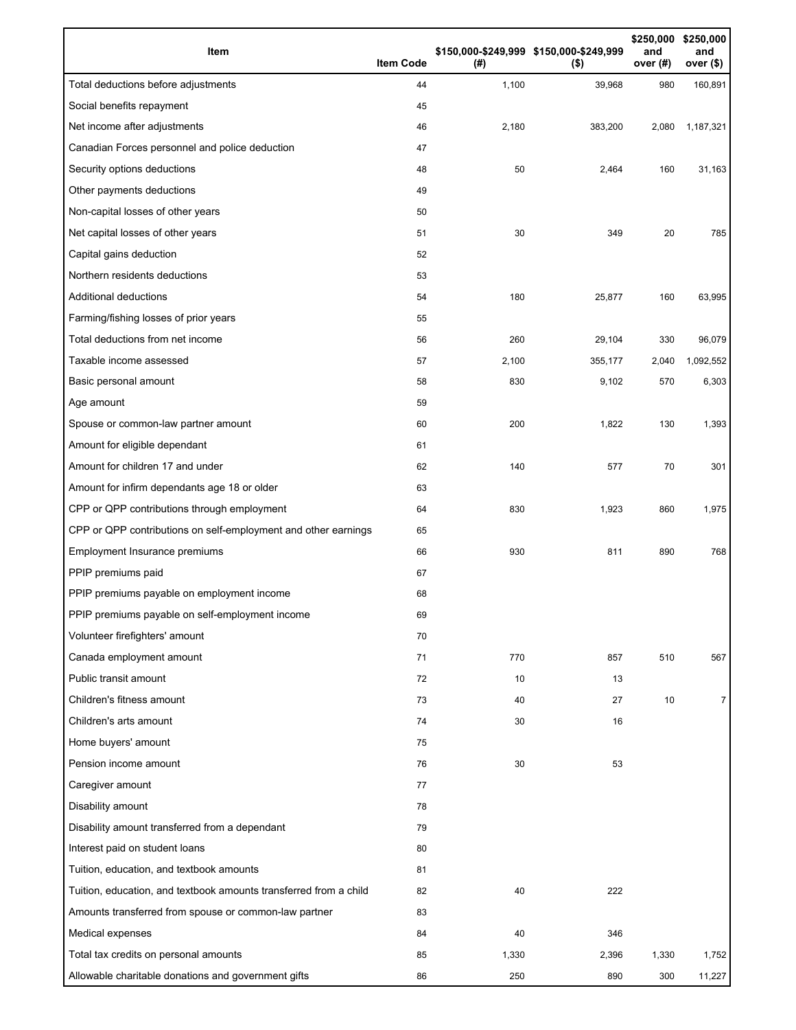| Item | Item Code | $150,000-$249,999 (#) | $150,000-$249,999 ($) | $250,000 and over (#) | $250,000 and over ($) |
|---|---|---|---|---|---|
| Total deductions before adjustments | 44 | 1,100 | 39,968 | 980 | 160,891 |
| Social benefits repayment | 45 | | | | |
| Net income after adjustments | 46 | 2,180 | 383,200 | 2,080 | 1,187,321 |
| Canadian Forces personnel and police deduction | 47 | | | | |
| Security options deductions | 48 | 50 | 2,464 | 160 | 31,163 |
| Other payments deductions | 49 | | | | |
| Non-capital losses of other years | 50 | | | | |
| Net capital losses of other years | 51 | 30 | 349 | 20 | 785 |
| Capital gains deduction | 52 | | | | |
| Northern residents deductions | 53 | | | | |
| Additional deductions | 54 | 180 | 25,877 | 160 | 63,995 |
| Farming/fishing losses of prior years | 55 | | | | |
| Total deductions from net income | 56 | 260 | 29,104 | 330 | 96,079 |
| Taxable income assessed | 57 | 2,100 | 355,177 | 2,040 | 1,092,552 |
| Basic personal amount | 58 | 830 | 9,102 | 570 | 6,303 |
| Age amount | 59 | | | | |
| Spouse or common-law partner amount | 60 | 200 | 1,822 | 130 | 1,393 |
| Amount for eligible dependant | 61 | | | | |
| Amount for children 17 and under | 62 | 140 | 577 | 70 | 301 |
| Amount for infirm dependants age 18 or older | 63 | | | | |
| CPP or QPP contributions through employment | 64 | 830 | 1,923 | 860 | 1,975 |
| CPP or QPP contributions on self-employment and other earnings | 65 | | | | |
| Employment Insurance premiums | 66 | 930 | 811 | 890 | 768 |
| PPIP premiums paid | 67 | | | | |
| PPIP premiums payable on employment income | 68 | | | | |
| PPIP premiums payable on self-employment income | 69 | | | | |
| Volunteer firefighters' amount | 70 | | | | |
| Canada employment amount | 71 | 770 | 857 | 510 | 567 |
| Public transit amount | 72 | 10 | 13 | | |
| Children's fitness amount | 73 | 40 | 27 | 10 | 7 |
| Children's arts amount | 74 | 30 | 16 | | |
| Home buyers' amount | 75 | | | | |
| Pension income amount | 76 | 30 | 53 | | |
| Caregiver amount | 77 | | | | |
| Disability amount | 78 | | | | |
| Disability amount transferred from a dependant | 79 | | | | |
| Interest paid on student loans | 80 | | | | |
| Tuition, education, and textbook amounts | 81 | | | | |
| Tuition, education, and textbook amounts transferred from a child | 82 | 40 | 222 | | |
| Amounts transferred from spouse or common-law partner | 83 | | | | |
| Medical expenses | 84 | 40 | 346 | | |
| Total tax credits on personal amounts | 85 | 1,330 | 2,396 | 1,330 | 1,752 |
| Allowable charitable donations and government gifts | 86 | 250 | 890 | 300 | 11,227 |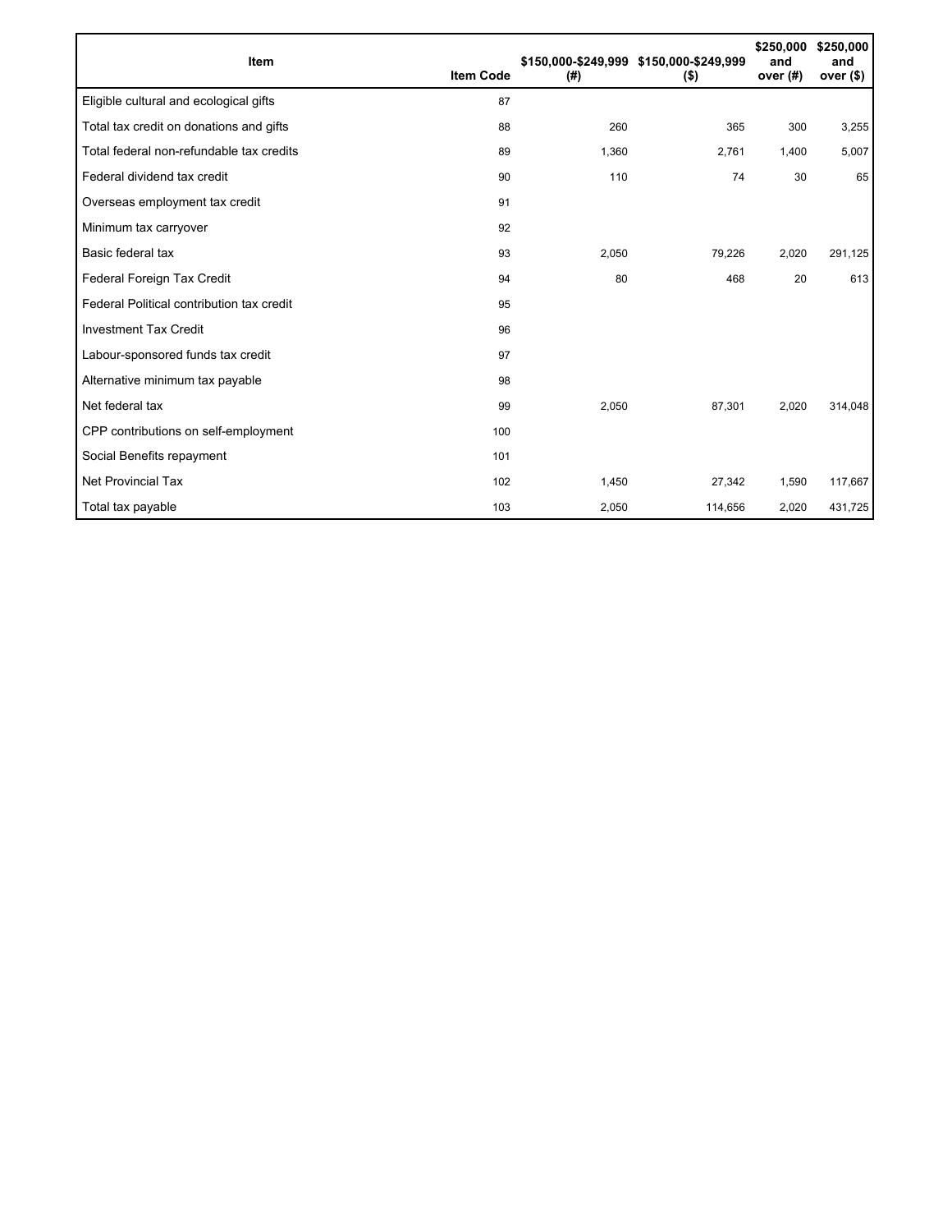| Item | Item Code | \$150,000-\$249,999 (#) | \$150,000-\$249,999 (\$) | \$250,000 and over (#) | \$250,000 and over (\$) |
|---|---|---|---|---|---|
| Eligible cultural and ecological gifts | 87 | | | | |
| Total tax credit on donations and gifts | 88 | 260 | 365 | 300 | 3,255 |
| Total federal non-refundable tax credits | 89 | 1,360 | 2,761 | 1,400 | 5,007 |
| Federal dividend tax credit | 90 | 110 | 74 | 30 | 65 |
| Overseas employment tax credit | 91 | | | | |
| Minimum tax carryover | 92 | | | | |
| Basic federal tax | 93 | 2,050 | 79,226 | 2,020 | 291,125 |
| Federal Foreign Tax Credit | 94 | 80 | 468 | 20 | 613 |
| Federal Political contribution tax credit | 95 | | | | |
| Investment Tax Credit | 96 | | | | |
| Labour-sponsored funds tax credit | 97 | | | | |
| Alternative minimum tax payable | 98 | | | | |
| Net federal tax | 99 | 2,050 | 87,301 | 2,020 | 314,048 |
| CPP contributions on self-employment | 100 | | | | |
| Social Benefits repayment | 101 | | | | |
| Net Provincial Tax | 102 | 1,450 | 27,342 | 1,590 | 117,667 |
| Total tax payable | 103 | 2,050 | 114,656 | 2,020 | 431,725 |